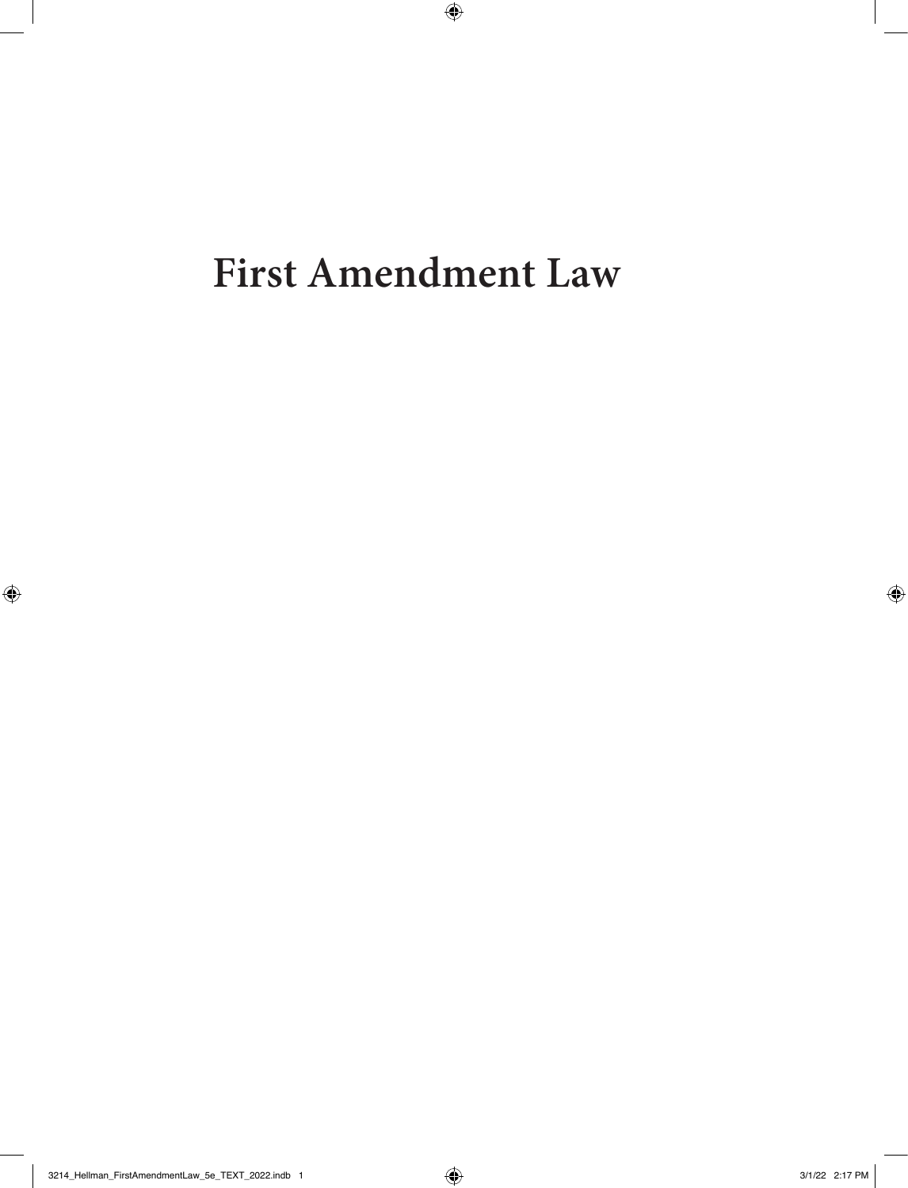# First Amendment Law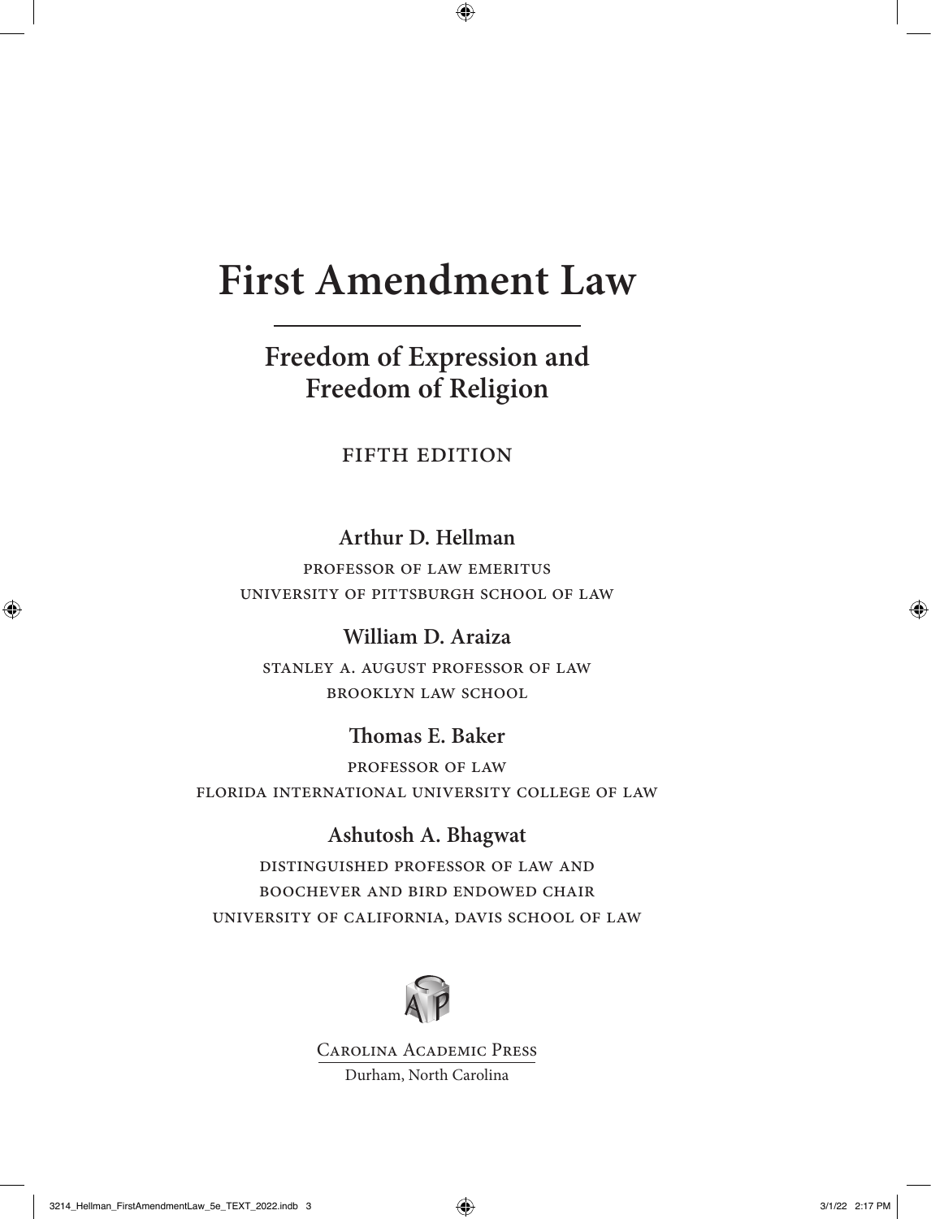# First Amendment Law

## Freedom of Expression and Freedom of Religion

FIFTH EDITION

**Arthur D. Hellman**

PROFESSOR OF LAW EMERITUS
UNIVERSITY OF PITTSBURGH SCHOOL OF LAW

**William D. Araiza**

STANLEY A. AUGUST PROFESSOR OF LAW
BROOKLYN LAW SCHOOL

**Thomas E. Baker**

PROFESSOR OF LAW
FLORIDA INTERNATIONAL UNIVERSITY COLLEGE OF LAW

**Ashutosh A. Bhagwat**

DISTINGUISHED PROFESSOR OF LAW AND
BOOCHEVER AND BIRD ENDOWED CHAIR
UNIVERSITY OF CALIFORNIA, DAVIS SCHOOL OF LAW

Carolina Academic Press
Durham, North Carolina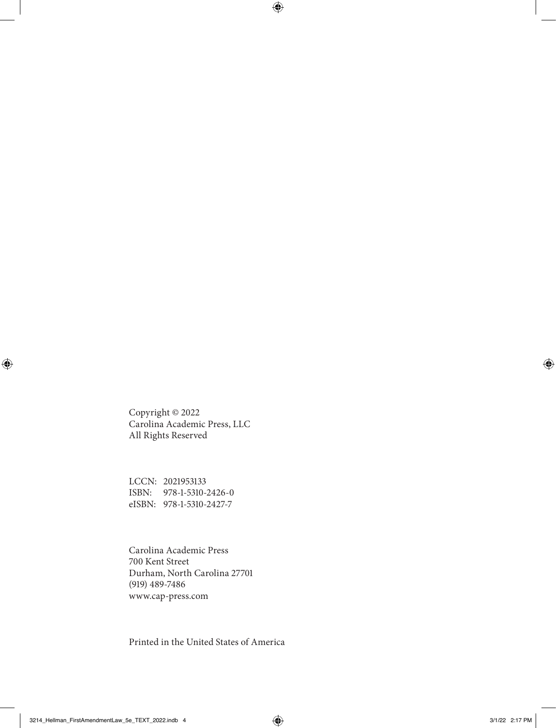Copyright © 2022
Carolina Academic Press, LLC
All Rights Reserved

LCCN: 2021953133
ISBN: 978-1-5310-2426-0
eISBN: 978-1-5310-2427-7

Carolina Academic Press
700 Kent Street
Durham, North Carolina 27701
(919) 489-7486
www.cap-press.com

Printed in the United States of America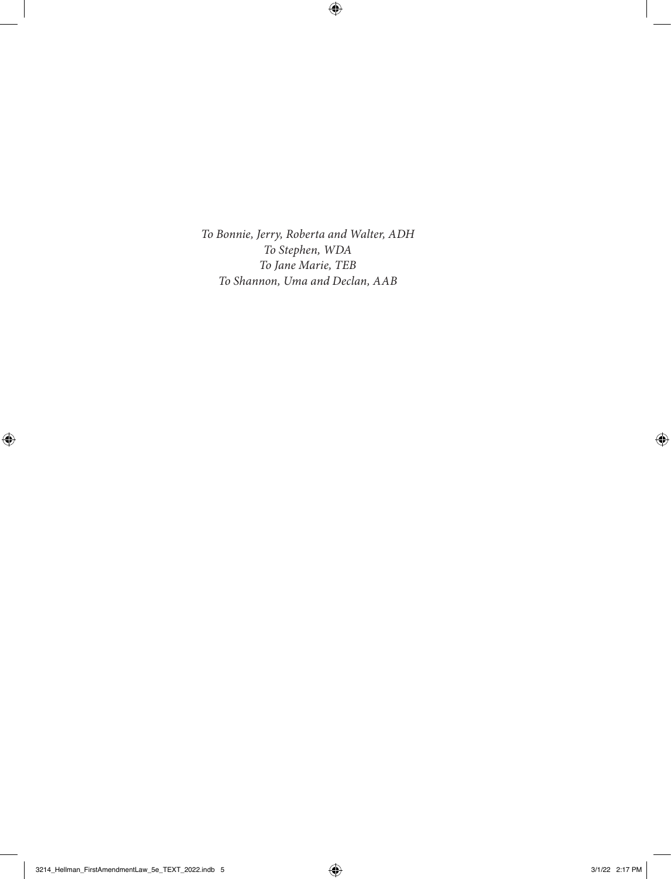*To Bonnie, Jerry, Roberta and Walter, ADH*
*To Stephen, WDA*
*To Jane Marie, TEB*
*To Shannon, Uma and Declan, AAB*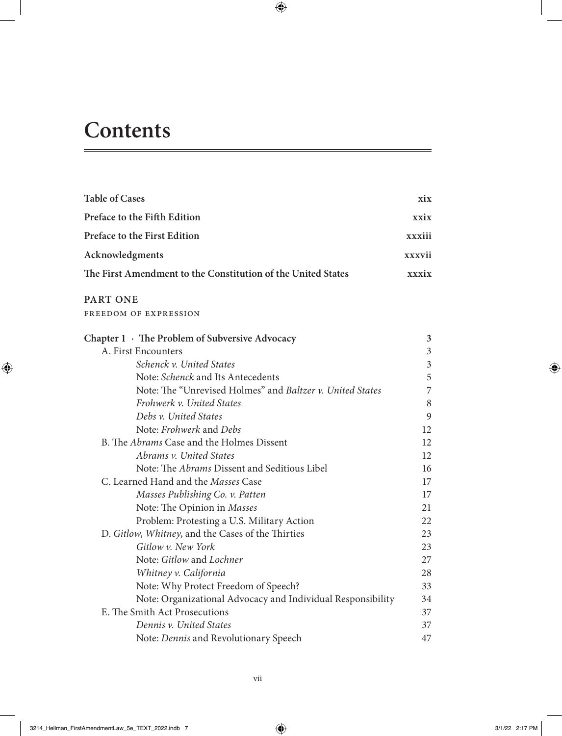# Contents

| | |
|---|---|
| **Table of Cases** | **xix** |
| **Preface to the Fifth Edition** | **xxix** |
| **Preface to the First Edition** | **xxxiii** |
| **Acknowledgments** | **xxxvii** |
| **The First Amendment to the Constitution of the United States** | **xxxix** |

**PART ONE**

FREEDOM OF EXPRESSION

| | |
|---|---|
| **Chapter 1 · The Problem of Subversive Advocacy** | **3** |
| A. First Encounters | 3 |
| *Schenck v. United States* | 3 |
| Note: *Schenck* and Its Antecedents | 5 |
| Note: The "Unrevised Holmes" and *Baltzer v. United States* | 7 |
| *Frohwerk v. United States* | 8 |
| *Debs v. United States* | 9 |
| Note: *Frohwerk* and *Debs* | 12 |
| B. The *Abrams* Case and the Holmes Dissent | 12 |
| *Abrams v. United States* | 12 |
| Note: The *Abrams* Dissent and Seditious Libel | 16 |
| C. Learned Hand and the *Masses* Case | 17 |
| *Masses Publishing Co. v. Patten* | 17 |
| Note: The Opinion in *Masses* | 21 |
| Problem: Protesting a U.S. Military Action | 22 |
| D. *Gitlow*, *Whitney*, and the Cases of the Thirties | 23 |
| *Gitlow v. New York* | 23 |
| Note: *Gitlow* and *Lochner* | 27 |
| *Whitney v. California* | 28 |
| Note: Why Protect Freedom of Speech? | 33 |
| Note: Organizational Advocacy and Individual Responsibility | 34 |
| E. The Smith Act Prosecutions | 37 |
| *Dennis v. United States* | 37 |
| Note: *Dennis* and Revolutionary Speech | 47 |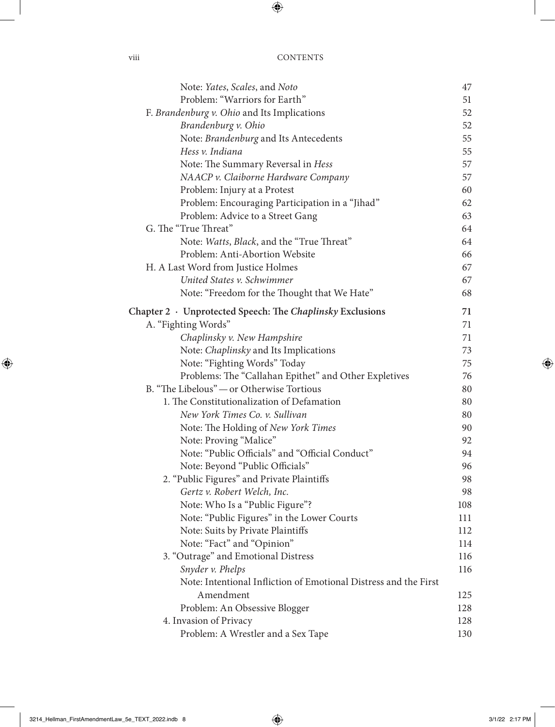| | |
|---|---|
| Note: *Yates*, *Scales*, and *Noto* | 47 |
| Problem: "Warriors for Earth" | 51 |
| F. *Brandenburg v. Ohio* and Its Implications | 52 |
| *Brandenburg v. Ohio* | 52 |
| Note: *Brandenburg* and Its Antecedents | 55 |
| *Hess v. Indiana* | 55 |
| Note: The Summary Reversal in *Hess* | 57 |
| *NAACP v. Claiborne Hardware Company* | 57 |
| Problem: Injury at a Protest | 60 |
| Problem: Encouraging Participation in a "Jihad" | 62 |
| Problem: Advice to a Street Gang | 63 |
| G. The "True Threat" | 64 |
| Note: *Watts*, *Black*, and the "True Threat" | 64 |
| Problem: Anti-Abortion Website | 66 |
| H. A Last Word from Justice Holmes | 67 |
| *United States v. Schwimmer* | 67 |
| Note: "Freedom for the Thought that We Hate" | 68 |
| **Chapter 2 · Unprotected Speech: The *Chaplinsky* Exclusions** | **71** |
| A. "Fighting Words" | 71 |
| *Chaplinsky v. New Hampshire* | 71 |
| Note: *Chaplinsky* and Its Implications | 73 |
| Note: "Fighting Words" Today | 75 |
| Problems: The "Callahan Epithet" and Other Expletives | 76 |
| B. "The Libelous" — or Otherwise Tortious | 80 |
| 1. The Constitutionalization of Defamation | 80 |
| *New York Times Co. v. Sullivan* | 80 |
| Note: The Holding of *New York Times* | 90 |
| Note: Proving "Malice" | 92 |
| Note: "Public Officials" and "Official Conduct" | 94 |
| Note: Beyond "Public Officials" | 96 |
| 2. "Public Figures" and Private Plaintiffs | 98 |
| *Gertz v. Robert Welch, Inc.* | 98 |
| Note: Who Is a "Public Figure"? | 108 |
| Note: "Public Figures" in the Lower Courts | 111 |
| Note: Suits by Private Plaintiffs | 112 |
| Note: "Fact" and "Opinion" | 114 |
| 3. "Outrage" and Emotional Distress | 116 |
| *Snyder v. Phelps* | 116 |
| Note: Intentional Infliction of Emotional Distress and the First Amendment | 125 |
| Problem: An Obsessive Blogger | 128 |
| 4. Invasion of Privacy | 128 |
| Problem: A Wrestler and a Sex Tape | 130 |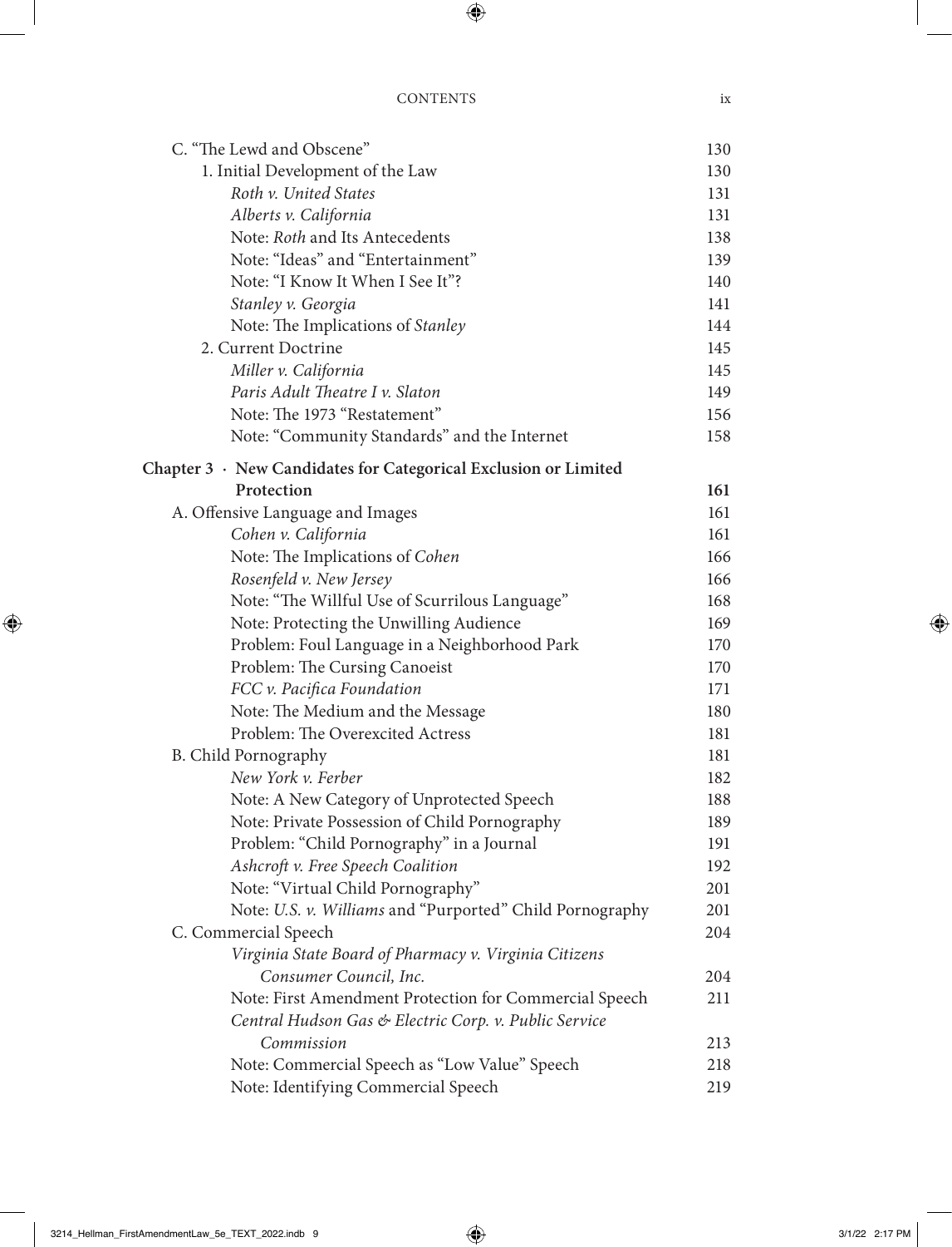| | |
|---|---|
| C. "The Lewd and Obscene" | 130 |
| 1. Initial Development of the Law | 130 |
| *Roth v. United States* | 131 |
| *Alberts v. California* | 131 |
| Note: *Roth* and Its Antecedents | 138 |
| Note: "Ideas" and "Entertainment" | 139 |
| Note: "I Know It When I See It"? | 140 |
| *Stanley v. Georgia* | 141 |
| Note: The Implications of *Stanley* | 144 |
| 2. Current Doctrine | 145 |
| *Miller v. California* | 145 |
| *Paris Adult Theatre I v. Slaton* | 149 |
| Note: The 1973 "Restatement" | 156 |
| Note: "Community Standards" and the Internet | 158 |
| **Chapter 3 · New Candidates for Categorical Exclusion or Limited Protection** | **161** |
| A. Offensive Language and Images | 161 |
| *Cohen v. California* | 161 |
| Note: The Implications of *Cohen* | 166 |
| *Rosenfeld v. New Jersey* | 166 |
| Note: "The Willful Use of Scurrilous Language" | 168 |
| Note: Protecting the Unwilling Audience | 169 |
| Problem: Foul Language in a Neighborhood Park | 170 |
| Problem: The Cursing Canoeist | 170 |
| *FCC v. Pacifica Foundation* | 171 |
| Note: The Medium and the Message | 180 |
| Problem: The Overexcited Actress | 181 |
| B. Child Pornography | 181 |
| *New York v. Ferber* | 182 |
| Note: A New Category of Unprotected Speech | 188 |
| Note: Private Possession of Child Pornography | 189 |
| Problem: "Child Pornography" in a Journal | 191 |
| *Ashcroft v. Free Speech Coalition* | 192 |
| Note: "Virtual Child Pornography" | 201 |
| Note: *U.S. v. Williams* and "Purported" Child Pornography | 201 |
| C. Commercial Speech | 204 |
| *Virginia State Board of Pharmacy v. Virginia Citizens Consumer Council, Inc.* | 204 |
| Note: First Amendment Protection for Commercial Speech | 211 |
| *Central Hudson Gas & Electric Corp. v. Public Service Commission* | 213 |
| Note: Commercial Speech as "Low Value" Speech | 218 |
| Note: Identifying Commercial Speech | 219 |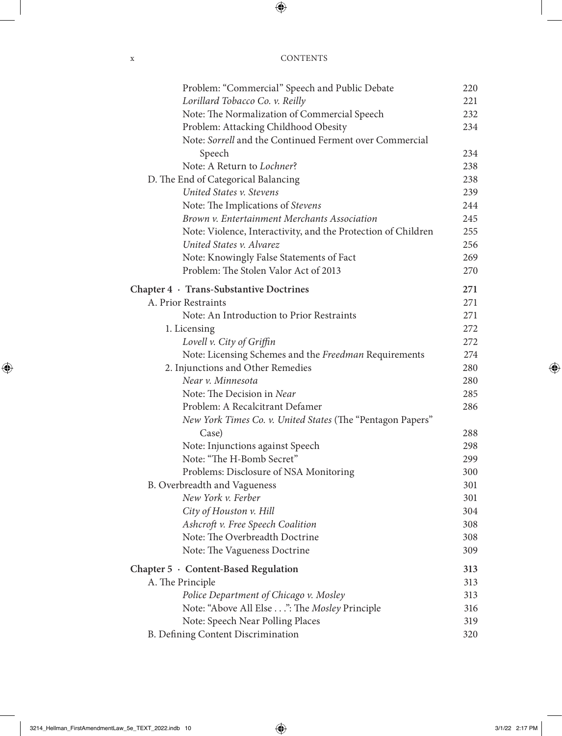Problem: "Commercial" Speech and Public Debate 220
*Lorillard Tobacco Co. v. Reilly* 221
Note: The Normalization of Commercial Speech 232
Problem: Attacking Childhood Obesity 234
Note: *Sorrell* and the Continued Ferment over Commercial Speech 234
Note: A Return to *Lochner*? 238

D. The End of Categorical Balancing 238
*United States v. Stevens* 239
Note: The Implications of *Stevens* 244
*Brown v. Entertainment Merchants Association* 245
Note: Violence, Interactivity, and the Protection of Children 255
*United States v. Alvarez* 256
Note: Knowingly False Statements of Fact 269
Problem: The Stolen Valor Act of 2013 270

**Chapter 4 · Trans-Substantive Doctrines 271**

A. Prior Restraints 271
Note: An Introduction to Prior Restraints 271
1. Licensing 272
*Lovell v. City of Griffin* 272
Note: Licensing Schemes and the *Freedman* Requirements 274
2. Injunctions and Other Remedies 280
*Near v. Minnesota* 280
Note: The Decision in *Near* 285
Problem: A Recalcitrant Defamer 286
*New York Times Co. v. United States* (The "Pentagon Papers" Case) 288
Note: Injunctions against Speech 298
Note: "The H-Bomb Secret" 299
Problems: Disclosure of NSA Monitoring 300

B. Overbreadth and Vagueness 301
*New York v. Ferber* 301
*City of Houston v. Hill* 304
*Ashcroft v. Free Speech Coalition* 308
Note: The Overbreadth Doctrine 308
Note: The Vagueness Doctrine 309

**Chapter 5 · Content-Based Regulation 313**

A. The Principle 313
*Police Department of Chicago v. Mosley* 313
Note: "Above All Else . . .": The *Mosley* Principle 316
Note: Speech Near Polling Places 319

B. Defining Content Discrimination 320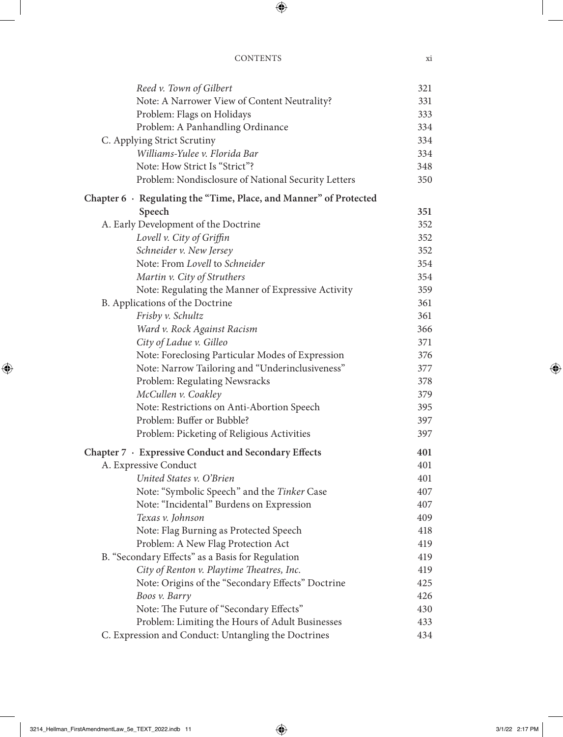Reed v. Town of Gilbert 321
Note: A Narrower View of Content Neutrality? 331
Problem: Flags on Holidays 333
Problem: A Panhandling Ordinance 334

C. Applying Strict Scrutiny 334
*Williams-Yulee v. Florida Bar* 334
Note: How Strict Is "Strict"? 348
Problem: Nondisclosure of National Security Letters 350

**Chapter 6 · Regulating the "Time, Place, and Manner" of Protected Speech 351**

A. Early Development of the Doctrine 352
*Lovell v. City of Griffin* 352
*Schneider v. New Jersey* 352
Note: From *Lovell* to *Schneider* 354
*Martin v. City of Struthers* 354
Note: Regulating the Manner of Expressive Activity 359

B. Applications of the Doctrine 361
*Frisby v. Schultz* 361
*Ward v. Rock Against Racism* 366
*City of Ladue v. Gilleo* 371
Note: Foreclosing Particular Modes of Expression 376
Note: Narrow Tailoring and "Underinclusiveness" 377
Problem: Regulating Newsracks 378
*McCullen v. Coakley* 379
Note: Restrictions on Anti-Abortion Speech 395
Problem: Buffer or Bubble? 397
Problem: Picketing of Religious Activities 397

**Chapter 7 · Expressive Conduct and Secondary Effects 401**

A. Expressive Conduct 401
*United States v. O'Brien* 401
Note: "Symbolic Speech" and the *Tinker* Case 407
Note: "Incidental" Burdens on Expression 407
*Texas v. Johnson* 409
Note: Flag Burning as Protected Speech 418
Problem: A New Flag Protection Act 419

B. "Secondary Effects" as a Basis for Regulation 419
*City of Renton v. Playtime Theatres, Inc.* 419
Note: Origins of the "Secondary Effects" Doctrine 425
*Boos v. Barry* 426
Note: The Future of "Secondary Effects" 430
Problem: Limiting the Hours of Adult Businesses 433

C. Expression and Conduct: Untangling the Doctrines 434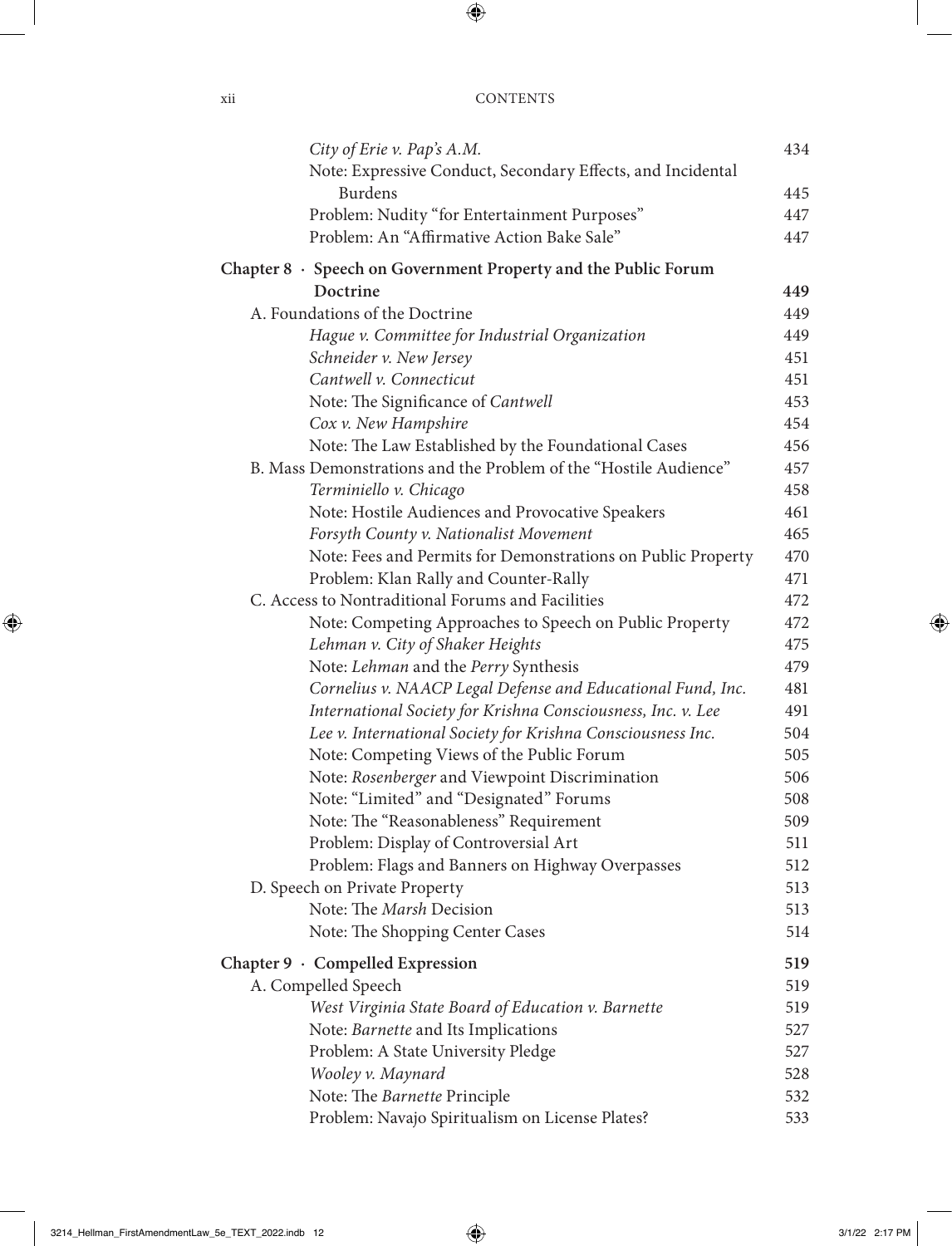| | |
|---|---|
| *City of Erie v. Pap's A.M.* | 434 |
| Note: Expressive Conduct, Secondary Effects, and Incidental Burdens | 445 |
| Problem: Nudity "for Entertainment Purposes" | 447 |
| Problem: An "Affirmative Action Bake Sale" | 447 |
| **Chapter 8 · Speech on Government Property and the Public Forum Doctrine** | **449** |
| A. Foundations of the Doctrine | 449 |
| *Hague v. Committee for Industrial Organization* | 449 |
| *Schneider v. New Jersey* | 451 |
| *Cantwell v. Connecticut* | 451 |
| Note: The Significance of *Cantwell* | 453 |
| *Cox v. New Hampshire* | 454 |
| Note: The Law Established by the Foundational Cases | 456 |
| B. Mass Demonstrations and the Problem of the "Hostile Audience" | 457 |
| *Terminiello v. Chicago* | 458 |
| Note: Hostile Audiences and Provocative Speakers | 461 |
| *Forsyth County v. Nationalist Movement* | 465 |
| Note: Fees and Permits for Demonstrations on Public Property | 470 |
| Problem: Klan Rally and Counter-Rally | 471 |
| C. Access to Nontraditional Forums and Facilities | 472 |
| Note: Competing Approaches to Speech on Public Property | 472 |
| *Lehman v. City of Shaker Heights* | 475 |
| Note: *Lehman* and the *Perry* Synthesis | 479 |
| *Cornelius v. NAACP Legal Defense and Educational Fund, Inc.* | 481 |
| *International Society for Krishna Consciousness, Inc. v. Lee* | 491 |
| *Lee v. International Society for Krishna Consciousness Inc.* | 504 |
| Note: Competing Views of the Public Forum | 505 |
| Note: *Rosenberger* and Viewpoint Discrimination | 506 |
| Note: "Limited" and "Designated" Forums | 508 |
| Note: The "Reasonableness" Requirement | 509 |
| Problem: Display of Controversial Art | 511 |
| Problem: Flags and Banners on Highway Overpasses | 512 |
| D. Speech on Private Property | 513 |
| Note: The *Marsh* Decision | 513 |
| Note: The Shopping Center Cases | 514 |
| **Chapter 9 · Compelled Expression** | **519** |
| A. Compelled Speech | 519 |
| *West Virginia State Board of Education v. Barnette* | 519 |
| Note: *Barnette* and Its Implications | 527 |
| Problem: A State University Pledge | 527 |
| *Wooley v. Maynard* | 528 |
| Note: The *Barnette* Principle | 532 |
| Problem: Navajo Spiritualism on License Plates? | 533 |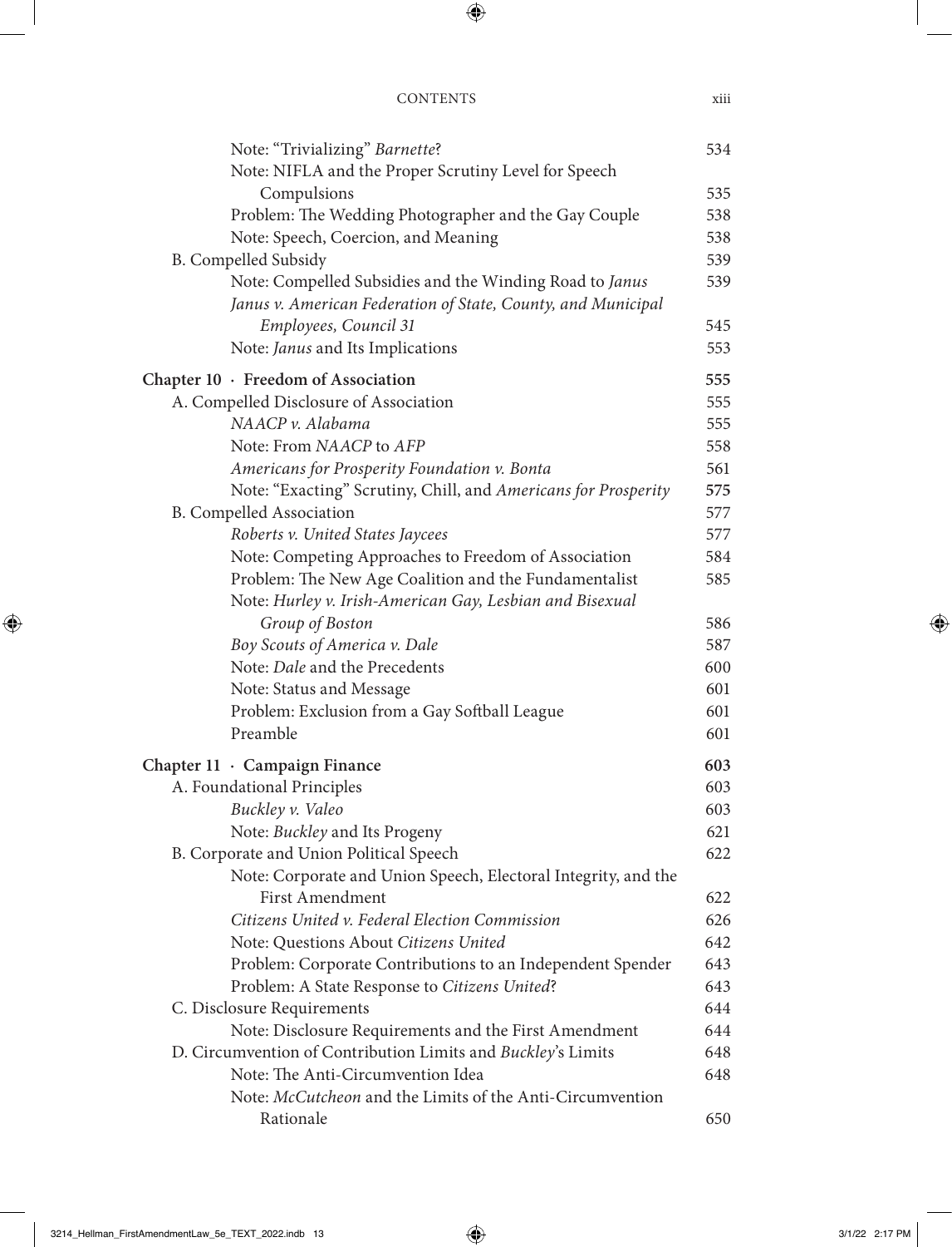| | |
|---|---|
| Note: "Trivializing" *Barnette*? | 534 |
| Note: NIFLA and the Proper Scrutiny Level for Speech Compulsions | 535 |
| Problem: The Wedding Photographer and the Gay Couple | 538 |
| Note: Speech, Coercion, and Meaning | 538 |
| B. Compelled Subsidy | 539 |
| Note: Compelled Subsidies and the Winding Road to *Janus* | 539 |
| *Janus v. American Federation of State, County, and Municipal Employees, Council 31* | 545 |
| Note: *Janus* and Its Implications | 553 |
| **Chapter 10 · Freedom of Association** | **555** |
| A. Compelled Disclosure of Association | 555 |
| *NAACP v. Alabama* | 555 |
| Note: From *NAACP* to *AFP* | 558 |
| *Americans for Prosperity Foundation v. Bonta* | 561 |
| Note: "Exacting" Scrutiny, Chill, and *Americans for Prosperity* | 575 |
| B. Compelled Association | 577 |
| *Roberts v. United States Jaycees* | 577 |
| Note: Competing Approaches to Freedom of Association | 584 |
| Problem: The New Age Coalition and the Fundamentalist | 585 |
| Note: *Hurley v. Irish-American Gay, Lesbian and Bisexual Group of Boston* | 586 |
| *Boy Scouts of America v. Dale* | 587 |
| Note: *Dale* and the Precedents | 600 |
| Note: Status and Message | 601 |
| Problem: Exclusion from a Gay Softball League | 601 |
| Preamble | 601 |
| **Chapter 11 · Campaign Finance** | **603** |
| A. Foundational Principles | 603 |
| *Buckley v. Valeo* | 603 |
| Note: *Buckley* and Its Progeny | 621 |
| B. Corporate and Union Political Speech | 622 |
| Note: Corporate and Union Speech, Electoral Integrity, and the First Amendment | 622 |
| *Citizens United v. Federal Election Commission* | 626 |
| Note: Questions About *Citizens United* | 642 |
| Problem: Corporate Contributions to an Independent Spender | 643 |
| Problem: A State Response to *Citizens United*? | 643 |
| C. Disclosure Requirements | 644 |
| Note: Disclosure Requirements and the First Amendment | 644 |
| D. Circumvention of Contribution Limits and *Buckley*'s Limits | 648 |
| Note: The Anti-Circumvention Idea | 648 |
| Note: *McCutcheon* and the Limits of the Anti-Circumvention Rationale | 650 |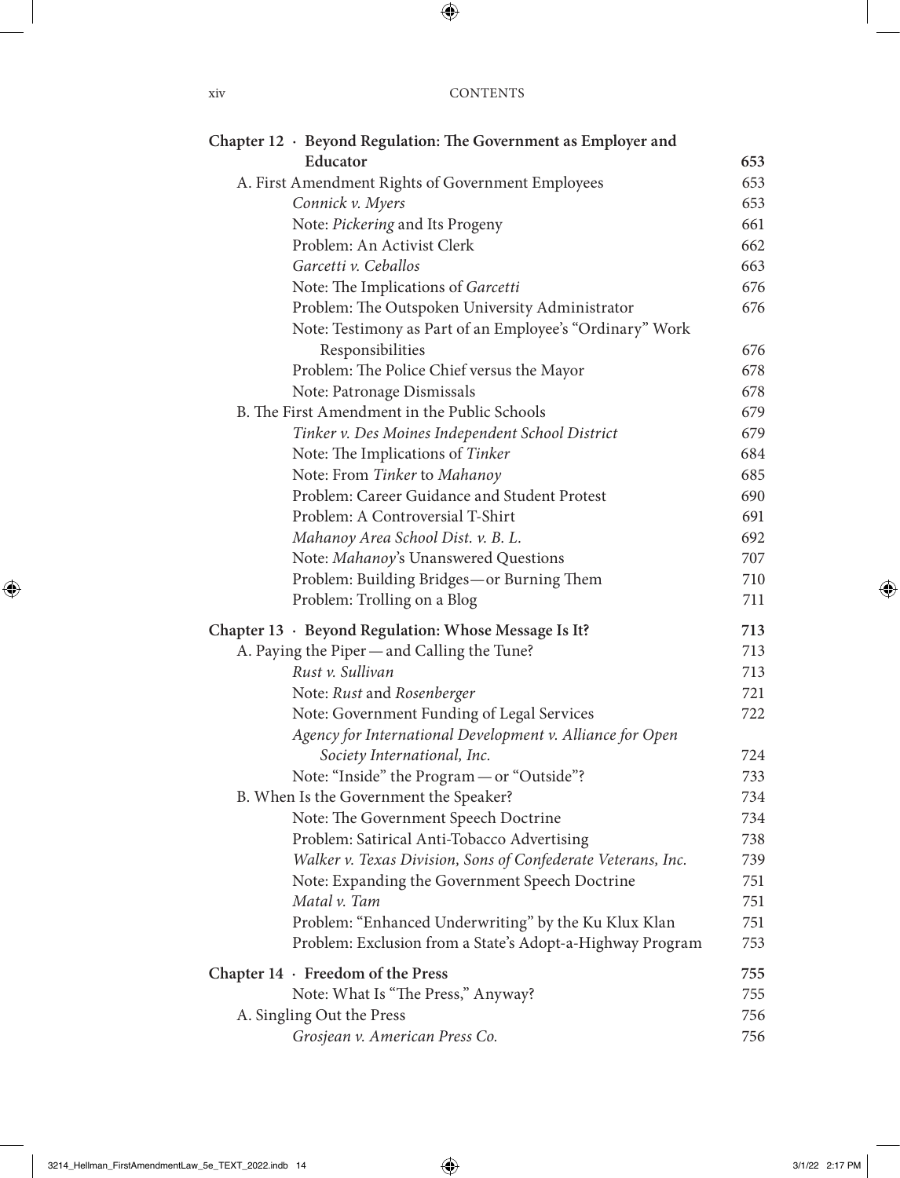**Chapter 12 · Beyond Regulation: The Government as Employer and Educator** 653

A. First Amendment Rights of Government Employees 653

*Connick v. Myers* 653

Note: *Pickering* and Its Progeny 661

Problem: An Activist Clerk 662

*Garcetti v. Ceballos* 663

Note: The Implications of *Garcetti* 676

Problem: The Outspoken University Administrator 676

Note: Testimony as Part of an Employee's "Ordinary" Work Responsibilities 676

Problem: The Police Chief versus the Mayor 678

Note: Patronage Dismissals 678

B. The First Amendment in the Public Schools 679

*Tinker v. Des Moines Independent School District* 679

Note: The Implications of *Tinker* 684

Note: From *Tinker* to *Mahanoy* 685

Problem: Career Guidance and Student Protest 690

Problem: A Controversial T-Shirt 691

*Mahanoy Area School Dist. v. B. L.* 692

Note: *Mahanoy*'s Unanswered Questions 707

Problem: Building Bridges—or Burning Them 710

Problem: Trolling on a Blog 711

**Chapter 13 · Beyond Regulation: Whose Message Is It?** 713

A. Paying the Piper—and Calling the Tune? 713

*Rust v. Sullivan* 713

Note: *Rust* and *Rosenberger* 721

Note: Government Funding of Legal Services 722

*Agency for International Development v. Alliance for Open Society International, Inc.* 724

Note: "Inside" the Program—or "Outside"? 733

B. When Is the Government the Speaker? 734

Note: The Government Speech Doctrine 734

Problem: Satirical Anti-Tobacco Advertising 738

*Walker v. Texas Division, Sons of Confederate Veterans, Inc.* 739

Note: Expanding the Government Speech Doctrine 751

*Matal v. Tam* 751

Problem: "Enhanced Underwriting" by the Ku Klux Klan 751

Problem: Exclusion from a State's Adopt-a-Highway Program 753

**Chapter 14 · Freedom of the Press** 755

Note: What Is "The Press," Anyway? 755

A. Singling Out the Press 756

*Grosjean v. American Press Co.* 756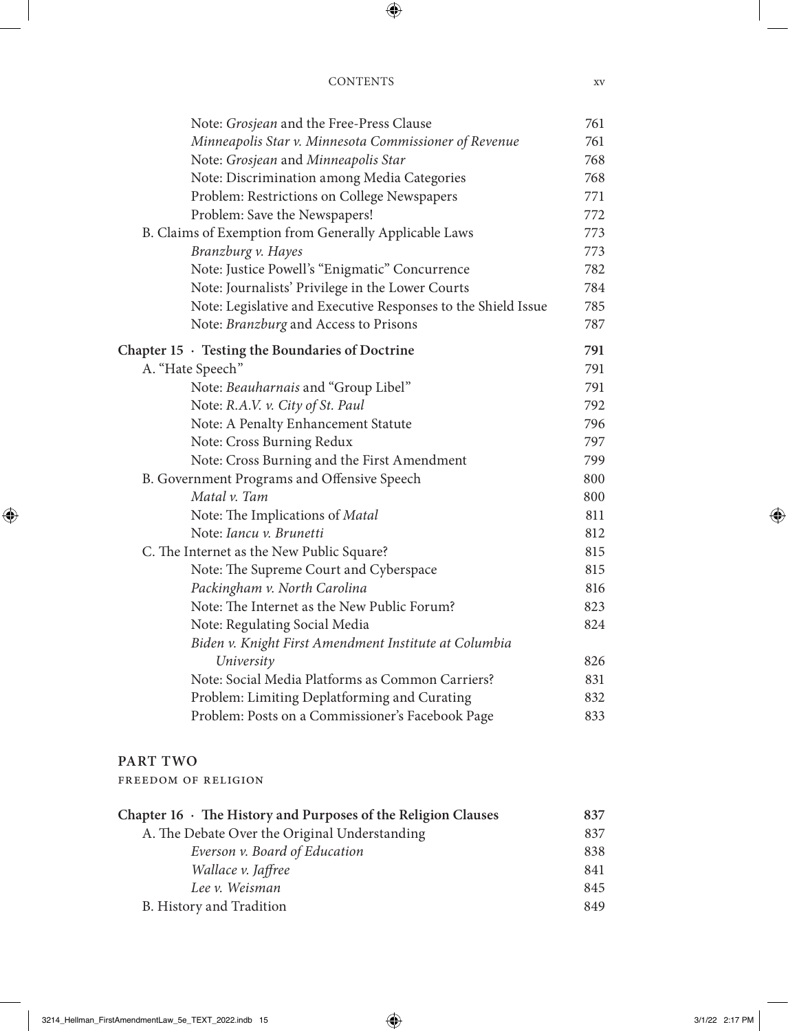Note: *Grosjean* and the Free-Press Clause 761
*Minneapolis Star v. Minnesota Commissioner of Revenue* 761
Note: *Grosjean* and *Minneapolis Star* 768
Note: Discrimination among Media Categories 768
Problem: Restrictions on College Newspapers 771
Problem: Save the Newspapers! 772

B. Claims of Exemption from Generally Applicable Laws 773
*Branzburg v. Hayes* 773
Note: Justice Powell's "Enigmatic" Concurrence 782
Note: Journalists' Privilege in the Lower Courts 784
Note: Legislative and Executive Responses to the Shield Issue 785
Note: *Branzburg* and Access to Prisons 787

**Chapter 15 · Testing the Boundaries of Doctrine 791**

A. "Hate Speech" 791
Note: *Beauharnais* and "Group Libel" 791
Note: *R.A.V. v. City of St. Paul* 792
Note: A Penalty Enhancement Statute 796
Note: Cross Burning Redux 797
Note: Cross Burning and the First Amendment 799

B. Government Programs and Offensive Speech 800
*Matal v. Tam* 800
Note: The Implications of *Matal* 811
Note: *Iancu v. Brunetti* 812

C. The Internet as the New Public Square? 815
Note: The Supreme Court and Cyberspace 815
*Packingham v. North Carolina* 816
Note: The Internet as the New Public Forum? 823
Note: Regulating Social Media 824
*Biden v. Knight First Amendment Institute at Columbia University* 826
Note: Social Media Platforms as Common Carriers? 831
Problem: Limiting Deplatforming and Curating 832
Problem: Posts on a Commissioner's Facebook Page 833

## PART TWO

FREEDOM OF RELIGION

**Chapter 16 · The History and Purposes of the Religion Clauses 837**

A. The Debate Over the Original Understanding 837
*Everson v. Board of Education* 838
*Wallace v. Jaffree* 841
*Lee v. Weisman* 845

B. History and Tradition 849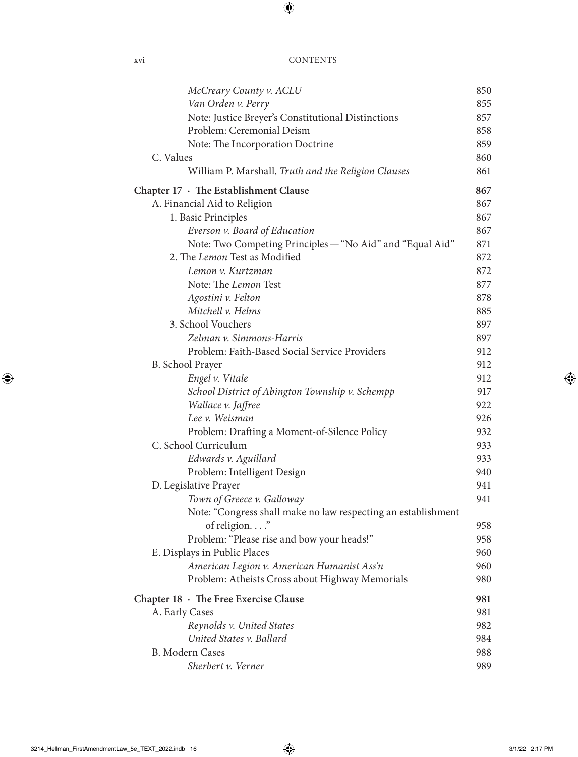| | |
|---|---|
| *McCreary County v. ACLU* | 850 |
| *Van Orden v. Perry* | 855 |
| Note: Justice Breyer's Constitutional Distinctions | 857 |
| Problem: Ceremonial Deism | 858 |
| Note: The Incorporation Doctrine | 859 |
| C. Values | 860 |
| William P. Marshall, *Truth and the Religion Clauses* | 861 |
| **Chapter 17 · The Establishment Clause** | **867** |
| A. Financial Aid to Religion | 867 |
| 1. Basic Principles | 867 |
| *Everson v. Board of Education* | 867 |
| Note: Two Competing Principles — "No Aid" and "Equal Aid" | 871 |
| 2. The *Lemon* Test as Modified | 872 |
| *Lemon v. Kurtzman* | 872 |
| Note: The *Lemon* Test | 877 |
| *Agostini v. Felton* | 878 |
| *Mitchell v. Helms* | 885 |
| 3. School Vouchers | 897 |
| *Zelman v. Simmons-Harris* | 897 |
| Problem: Faith-Based Social Service Providers | 912 |
| B. School Prayer | 912 |
| *Engel v. Vitale* | 912 |
| *School District of Abington Township v. Schempp* | 917 |
| *Wallace v. Jaffree* | 922 |
| *Lee v. Weisman* | 926 |
| Problem: Drafting a Moment-of-Silence Policy | 932 |
| C. School Curriculum | 933 |
| *Edwards v. Aguillard* | 933 |
| Problem: Intelligent Design | 940 |
| D. Legislative Prayer | 941 |
| *Town of Greece v. Galloway* | 941 |
| Note: "Congress shall make no law respecting an establishment of religion. . . ." | 958 |
| Problem: "Please rise and bow your heads!" | 958 |
| E. Displays in Public Places | 960 |
| *American Legion v. American Humanist Ass'n* | 960 |
| Problem: Atheists Cross about Highway Memorials | 980 |
| **Chapter 18 · The Free Exercise Clause** | **981** |
| A. Early Cases | 981 |
| *Reynolds v. United States* | 982 |
| *United States v. Ballard* | 984 |
| B. Modern Cases | 988 |
| *Sherbert v. Verner* | 989 |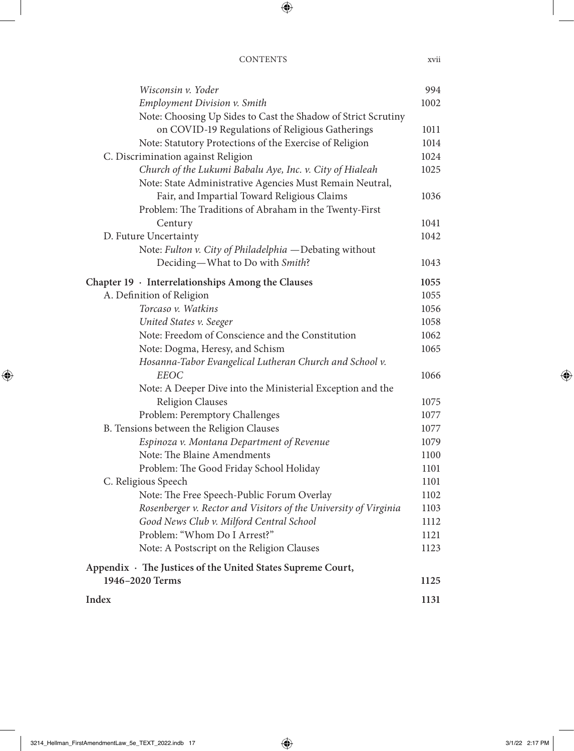*Wisconsin v. Yoder* 994
*Employment Division v. Smith* 1002
Note: Choosing Up Sides to Cast the Shadow of Strict Scrutiny on COVID-19 Regulations of Religious Gatherings 1011
Note: Statutory Protections of the Exercise of Religion 1014

C. Discrimination against Religion 1024
*Church of the Lukumi Babalu Aye, Inc. v. City of Hialeah* 1025
Note: State Administrative Agencies Must Remain Neutral, Fair, and Impartial Toward Religious Claims 1036
Problem: The Traditions of Abraham in the Twenty-First Century 1041

D. Future Uncertainty 1042
Note: *Fulton v. City of Philadelphia* —Debating without Deciding—What to Do with *Smith*? 1043

**Chapter 19 · Interrelationships Among the Clauses 1055**

A. Definition of Religion 1055
*Torcaso v. Watkins* 1056
*United States v. Seeger* 1058
Note: Freedom of Conscience and the Constitution 1062
Note: Dogma, Heresy, and Schism 1065
*Hosanna-Tabor Evangelical Lutheran Church and School v. EEOC* 1066
Note: A Deeper Dive into the Ministerial Exception and the Religion Clauses 1075
Problem: Peremptory Challenges 1077

B. Tensions between the Religion Clauses 1077
*Espinoza v. Montana Department of Revenue* 1079
Note: The Blaine Amendments 1100
Problem: The Good Friday School Holiday 1101

C. Religious Speech 1101
Note: The Free Speech-Public Forum Overlay 1102
*Rosenberger v. Rector and Visitors of the University of Virginia* 1103
*Good News Club v. Milford Central School* 1112
Problem: "Whom Do I Arrest?" 1121
Note: A Postscript on the Religion Clauses 1123

**Appendix · The Justices of the United States Supreme Court, 1946–2020 Terms 1125**

**Index 1131**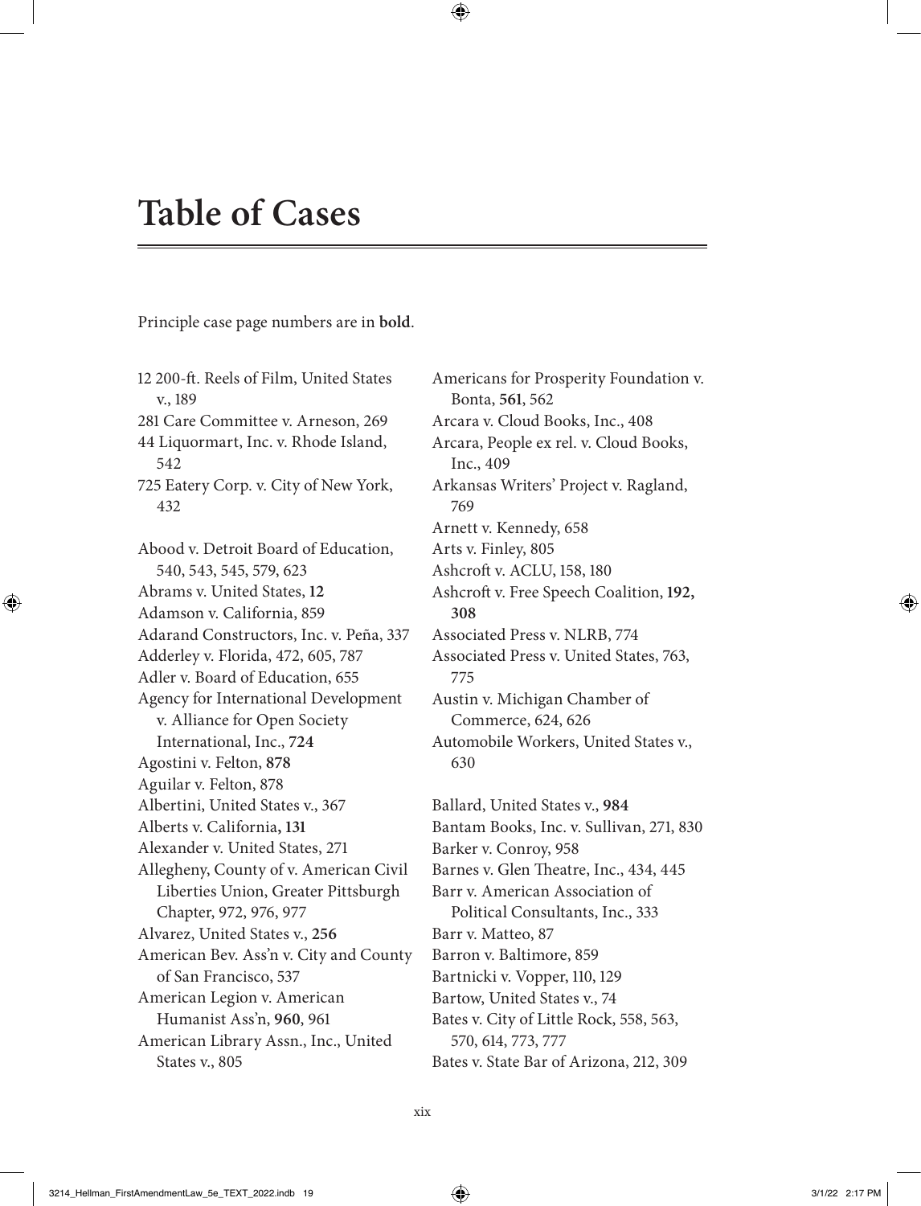# Table of Cases

Principle case page numbers are in **bold**.

12 200-ft. Reels of Film, United States v., 189
281 Care Committee v. Arneson, 269
44 Liquormart, Inc. v. Rhode Island, 542
725 Eatery Corp. v. City of New York, 432

Abood v. Detroit Board of Education, 540, 543, 545, 579, 623
Abrams v. United States, **12**
Adamson v. California, 859
Adarand Constructors, Inc. v. Peña, 337
Adderley v. Florida, 472, 605, 787
Adler v. Board of Education, 655
Agency for International Development v. Alliance for Open Society International, Inc., **724**
Agostini v. Felton, **878**
Aguilar v. Felton, 878
Albertini, United States v., 367
Alberts v. California**, 131**
Alexander v. United States, 271
Allegheny, County of v. American Civil Liberties Union, Greater Pittsburgh Chapter, 972, 976, 977
Alvarez, United States v., **256**
American Bev. Ass'n v. City and County of San Francisco, 537
American Legion v. American Humanist Ass'n, **960**, 961
American Library Assn., Inc., United States v., 805
Americans for Prosperity Foundation v. Bonta, **561**, 562
Arcara v. Cloud Books, Inc., 408
Arcara, People ex rel. v. Cloud Books, Inc., 409
Arkansas Writers' Project v. Ragland, 769
Arnett v. Kennedy, 658
Arts v. Finley, 805
Ashcroft v. ACLU, 158, 180
Ashcroft v. Free Speech Coalition, **192, 308**
Associated Press v. NLRB, 774
Associated Press v. United States, 763, 775
Austin v. Michigan Chamber of Commerce, 624, 626
Automobile Workers, United States v., 630

Ballard, United States v., **984**
Bantam Books, Inc. v. Sullivan, 271, 830
Barker v. Conroy, 958
Barnes v. Glen Theatre, Inc., 434, 445
Barr v. American Association of Political Consultants, Inc., 333
Barr v. Matteo, 87
Barron v. Baltimore, 859
Bartnicki v. Vopper, 110, 129
Bartow, United States v., 74
Bates v. City of Little Rock, 558, 563, 570, 614, 773, 777
Bates v. State Bar of Arizona, 212, 309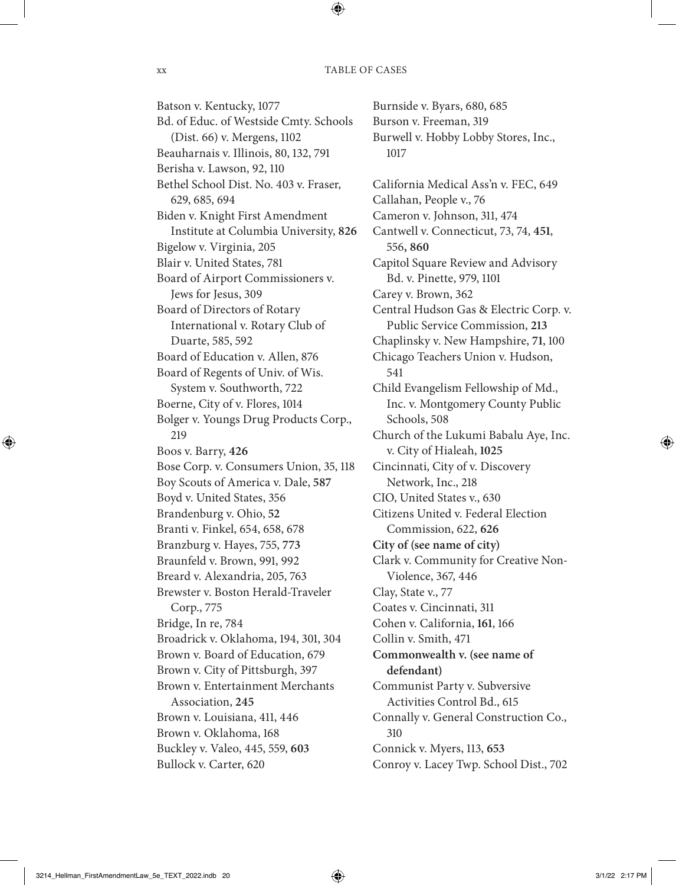Batson v. Kentucky, 1077
Bd. of Educ. of Westside Cmty. Schools (Dist. 66) v. Mergens, 1102
Beauharnais v. Illinois, 80, 132, 791
Berisha v. Lawson, 92, 110
Bethel School Dist. No. 403 v. Fraser, 629, 685, 694
Biden v. Knight First Amendment Institute at Columbia University, **826**
Bigelow v. Virginia, 205
Blair v. United States, 781
Board of Airport Commissioners v. Jews for Jesus, 309
Board of Directors of Rotary International v. Rotary Club of Duarte, 585, 592
Board of Education v. Allen, 876
Board of Regents of Univ. of Wis. System v. Southworth, 722
Boerne, City of v. Flores, 1014
Bolger v. Youngs Drug Products Corp., 219
Boos v. Barry, **426**
Bose Corp. v. Consumers Union, 35, 118
Boy Scouts of America v. Dale, **587**
Boyd v. United States, 356
Brandenburg v. Ohio, **52**
Branti v. Finkel, 654, 658, 678
Branzburg v. Hayes, 755, **773**
Braunfeld v. Brown, 991, 992
Breard v. Alexandria, 205, 763
Brewster v. Boston Herald-Traveler Corp., 775
Bridge, In re, 784
Broadrick v. Oklahoma, 194, 301, 304
Brown v. Board of Education, 679
Brown v. City of Pittsburgh, 397
Brown v. Entertainment Merchants Association, **245**
Brown v. Louisiana, 411, 446
Brown v. Oklahoma, 168
Buckley v. Valeo, 445, 559, **603**
Bullock v. Carter, 620
Burnside v. Byars, 680, 685
Burson v. Freeman, 319
Burwell v. Hobby Lobby Stores, Inc., 1017

California Medical Ass'n v. FEC, 649
Callahan, People v., 76
Cameron v. Johnson, 311, 474
Cantwell v. Connecticut, 73, 74, **451**, 556, **860**
Capitol Square Review and Advisory Bd. v. Pinette, 979, 1101
Carey v. Brown, 362
Central Hudson Gas & Electric Corp. v. Public Service Commission, **213**
Chaplinsky v. New Hampshire, **71**, 100
Chicago Teachers Union v. Hudson, 541
Child Evangelism Fellowship of Md., Inc. v. Montgomery County Public Schools, 508
Church of the Lukumi Babalu Aye, Inc. v. City of Hialeah, **1025**
Cincinnati, City of v. Discovery Network, Inc., 218
CIO, United States v., 630
Citizens United v. Federal Election Commission, 622, **626**
**City of (see name of city)**
Clark v. Community for Creative Non-Violence, 367, 446
Clay, State v., 77
Coates v. Cincinnati, 311
Cohen v. California, **161**, 166
Collin v. Smith, 471
**Commonwealth v. (see name of defendant)**
Communist Party v. Subversive Activities Control Bd., 615
Connally v. General Construction Co., 310
Connick v. Myers, 113, **653**
Conroy v. Lacey Twp. School Dist., 702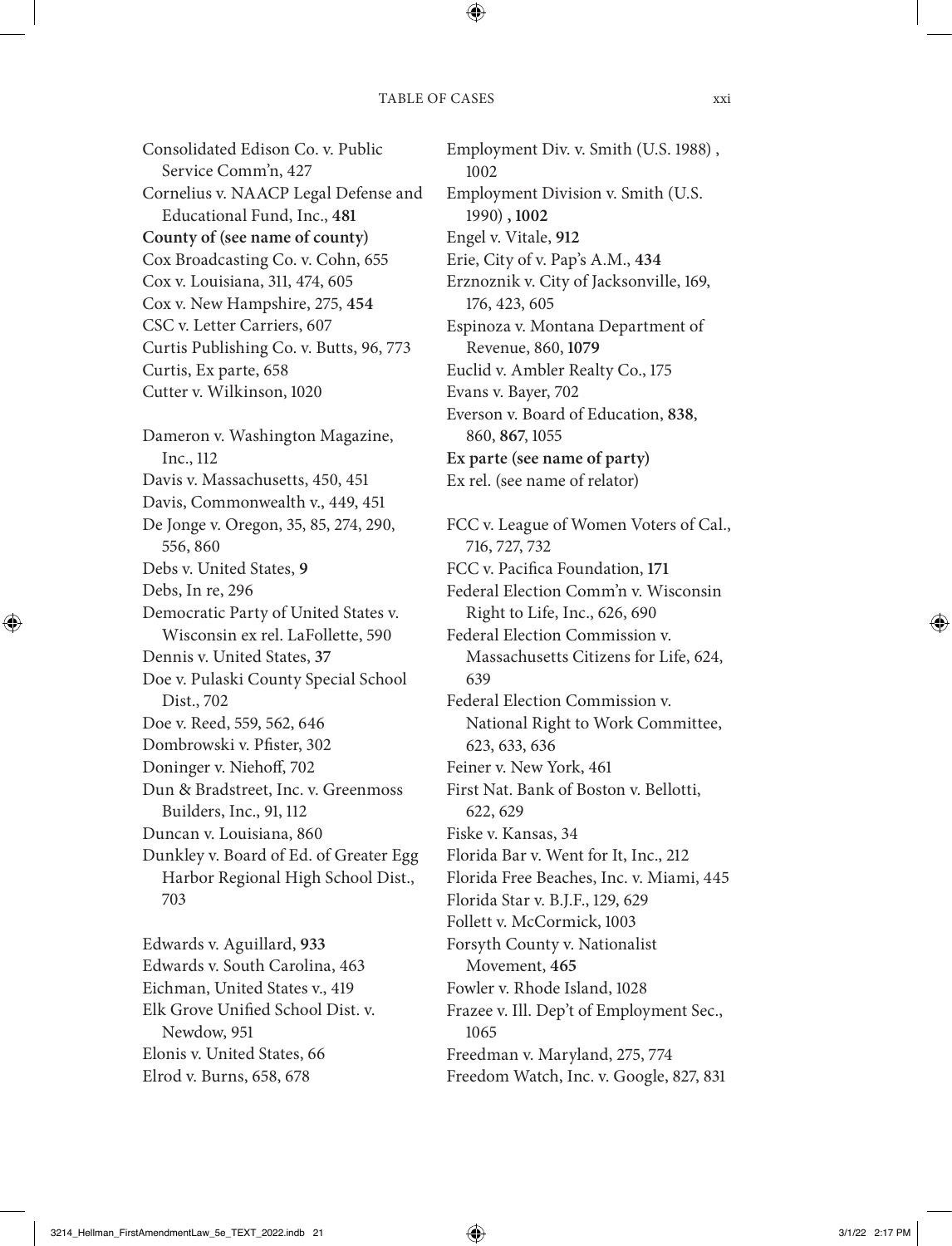Consolidated Edison Co. v. Public Service Comm'n, 427
Cornelius v. NAACP Legal Defense and Educational Fund, Inc., **481**
**County of (see name of county)**
Cox Broadcasting Co. v. Cohn, 655
Cox v. Louisiana, 311, 474, 605
Cox v. New Hampshire, 275, **454**
CSC v. Letter Carriers, 607
Curtis Publishing Co. v. Butts, 96, 773
Curtis, Ex parte, 658
Cutter v. Wilkinson, 1020

Dameron v. Washington Magazine, Inc., 112
Davis v. Massachusetts, 450, 451
Davis, Commonwealth v., 449, 451
De Jonge v. Oregon, 35, 85, 274, 290, 556, 860
Debs v. United States, **9**
Debs, In re, 296
Democratic Party of United States v. Wisconsin ex rel. LaFollette, 590
Dennis v. United States, **37**
Doe v. Pulaski County Special School Dist., 702
Doe v. Reed, 559, 562, 646
Dombrowski v. Pfister, 302
Doninger v. Niehoff, 702
Dun & Bradstreet, Inc. v. Greenmoss Builders, Inc., 91, 112
Duncan v. Louisiana, 860
Dunkley v. Board of Ed. of Greater Egg Harbor Regional High School Dist., 703

Edwards v. Aguillard, **933**
Edwards v. South Carolina, 463
Eichman, United States v., 419
Elk Grove Unified School Dist. v. Newdow, 951
Elonis v. United States, 66
Elrod v. Burns, 658, 678

Employment Div. v. Smith (U.S. 1988) , 1002
Employment Division v. Smith (U.S. 1990) **, 1002**
Engel v. Vitale, **912**
Erie, City of v. Pap's A.M., **434**
Erznoznik v. City of Jacksonville, 169, 176, 423, 605
Espinoza v. Montana Department of Revenue, 860, **1079**
Euclid v. Ambler Realty Co., 175
Evans v. Bayer, 702
Everson v. Board of Education, **838**, 860, **867**, 1055
**Ex parte (see name of party)**
Ex rel. (see name of relator)

FCC v. League of Women Voters of Cal., 716, 727, 732
FCC v. Pacifica Foundation, **171**
Federal Election Comm'n v. Wisconsin Right to Life, Inc., 626, 690
Federal Election Commission v. Massachusetts Citizens for Life, 624, 639
Federal Election Commission v. National Right to Work Committee, 623, 633, 636
Feiner v. New York, 461
First Nat. Bank of Boston v. Bellotti, 622, 629
Fiske v. Kansas, 34
Florida Bar v. Went for It, Inc., 212
Florida Free Beaches, Inc. v. Miami, 445
Florida Star v. B.J.F., 129, 629
Follett v. McCormick, 1003
Forsyth County v. Nationalist Movement, **465**
Fowler v. Rhode Island, 1028
Frazee v. Ill. Dep't of Employment Sec., 1065
Freedman v. Maryland, 275, 774
Freedom Watch, Inc. v. Google, 827, 831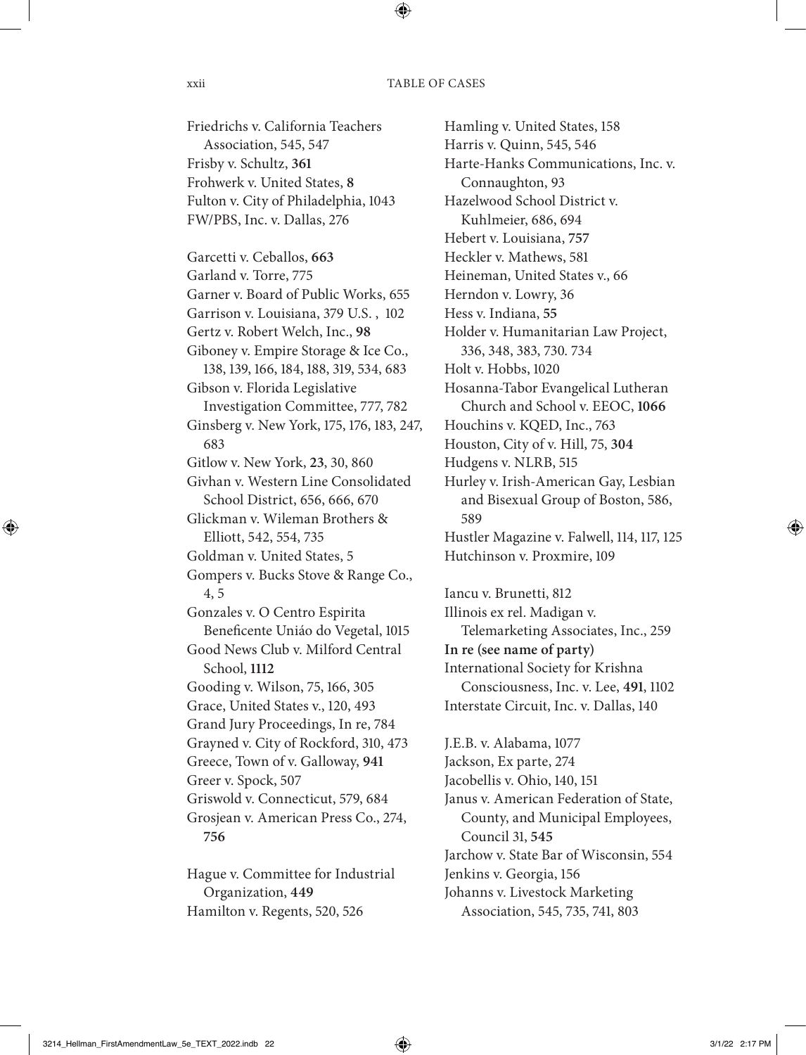Friedrichs v. California Teachers Association, 545, 547
Frisby v. Schultz, **361**
Frohwerk v. United States, **8**
Fulton v. City of Philadelphia, 1043
FW/PBS, Inc. v. Dallas, 276

Garcetti v. Ceballos, **663**
Garland v. Torre, 775
Garner v. Board of Public Works, 655
Garrison v. Louisiana, 379 U.S. , 102
Gertz v. Robert Welch, Inc., **98**
Giboney v. Empire Storage & Ice Co., 138, 139, 166, 184, 188, 319, 534, 683
Gibson v. Florida Legislative Investigation Committee, 777, 782
Ginsberg v. New York, 175, 176, 183, 247, 683
Gitlow v. New York, **23**, 30, 860
Givhan v. Western Line Consolidated School District, 656, 666, 670
Glickman v. Wileman Brothers & Elliott, 542, 554, 735
Goldman v. United States, 5
Gompers v. Bucks Stove & Range Co., 4, 5
Gonzales v. O Centro Espirita Beneficente Uniáo do Vegetal, 1015
Good News Club v. Milford Central School, **1112**
Gooding v. Wilson, 75, 166, 305
Grace, United States v., 120, 493
Grand Jury Proceedings, In re, 784
Grayned v. City of Rockford, 310, 473
Greece, Town of v. Galloway, **941**
Greer v. Spock, 507
Griswold v. Connecticut, 579, 684
Grosjean v. American Press Co., 274, **756**

Hague v. Committee for Industrial Organization, **449**
Hamilton v. Regents, 520, 526
Hamling v. United States, 158
Harris v. Quinn, 545, 546
Harte-Hanks Communications, Inc. v. Connaughton, 93
Hazelwood School District v. Kuhlmeier, 686, 694
Hebert v. Louisiana, **757**
Heckler v. Mathews, 581
Heineman, United States v., 66
Herndon v. Lowry, 36
Hess v. Indiana, **55**
Holder v. Humanitarian Law Project, 336, 348, 383, 730. 734
Holt v. Hobbs, 1020
Hosanna-Tabor Evangelical Lutheran Church and School v. EEOC, **1066**
Houchins v. KQED, Inc., 763
Houston, City of v. Hill, 75, **304**
Hudgens v. NLRB, 515
Hurley v. Irish-American Gay, Lesbian and Bisexual Group of Boston, 586, 589
Hustler Magazine v. Falwell, 114, 117, 125
Hutchinson v. Proxmire, 109

Iancu v. Brunetti, 812
Illinois ex rel. Madigan v. Telemarketing Associates, Inc., 259
**In re (see name of party)**
International Society for Krishna Consciousness, Inc. v. Lee, **491**, 1102
Interstate Circuit, Inc. v. Dallas, 140

J.E.B. v. Alabama, 1077
Jackson, Ex parte, 274
Jacobellis v. Ohio, 140, 151
Janus v. American Federation of State, County, and Municipal Employees, Council 31, **545**
Jarchow v. State Bar of Wisconsin, 554
Jenkins v. Georgia, 156
Johanns v. Livestock Marketing Association, 545, 735, 741, 803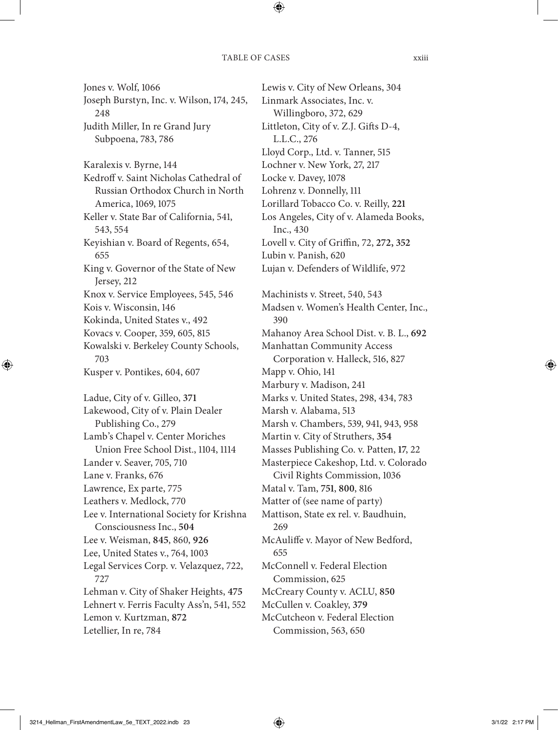Jones v. Wolf, 1066
Joseph Burstyn, Inc. v. Wilson, 174, 245, 248
Judith Miller, In re Grand Jury Subpoena, 783, 786

Karalexis v. Byrne, 144
Kedroff v. Saint Nicholas Cathedral of Russian Orthodox Church in North America, 1069, 1075
Keller v. State Bar of California, 541, 543, 554
Keyishian v. Board of Regents, 654, 655
King v. Governor of the State of New Jersey, 212
Knox v. Service Employees, 545, 546
Kois v. Wisconsin, 146
Kokinda, United States v., 492
Kovacs v. Cooper, 359, 605, 815
Kowalski v. Berkeley County Schools, 703
Kusper v. Pontikes, 604, 607

Ladue, City of v. Gilleo, **371**
Lakewood, City of v. Plain Dealer Publishing Co., 279
Lamb's Chapel v. Center Moriches Union Free School Dist., 1104, 1114
Lander v. Seaver, 705, 710
Lane v. Franks, 676
Lawrence, Ex parte, 775
Leathers v. Medlock, 770
Lee v. International Society for Krishna Consciousness Inc., **504**
Lee v. Weisman, **845**, 860, **926**
Lee, United States v., 764, 1003
Legal Services Corp. v. Velazquez, 722, 727
Lehman v. City of Shaker Heights, **475**
Lehnert v. Ferris Faculty Ass'n, 541, 552
Lemon v. Kurtzman, **872**
Letellier, In re, 784

Lewis v. City of New Orleans, 304
Linmark Associates, Inc. v. Willingboro, 372, 629
Littleton, City of v. Z.J. Gifts D-4, L.L.C., 276
Lloyd Corp., Ltd. v. Tanner, 515
Lochner v. New York, 27, 217
Locke v. Davey, 1078
Lohrenz v. Donnelly, 111
Lorillard Tobacco Co. v. Reilly, **221**
Los Angeles, City of v. Alameda Books, Inc., 430
Lovell v. City of Griffin, 72, **272, 352**
Lubin v. Panish, 620
Lujan v. Defenders of Wildlife, 972

Machinists v. Street, 540, 543
Madsen v. Women's Health Center, Inc., 390
Mahanoy Area School Dist. v. B. L., **692**
Manhattan Community Access Corporation v. Halleck, 516, 827
Mapp v. Ohio, 141
Marbury v. Madison, 241
Marks v. United States, 298, 434, 783
Marsh v. Alabama, 513
Marsh v. Chambers, 539, 941, 943, 958
Martin v. City of Struthers, **354**
Masses Publishing Co. v. Patten, **17**, 22
Masterpiece Cakeshop, Ltd. v. Colorado Civil Rights Commission, 1036
Matal v. Tam, **751**, **800**, 816
Matter of (see name of party)
Mattison, State ex rel. v. Baudhuin, 269
McAuliffe v. Mayor of New Bedford, 655
McConnell v. Federal Election Commission, 625
McCreary County v. ACLU, **850**
McCullen v. Coakley, **379**
McCutcheon v. Federal Election Commission, 563, 650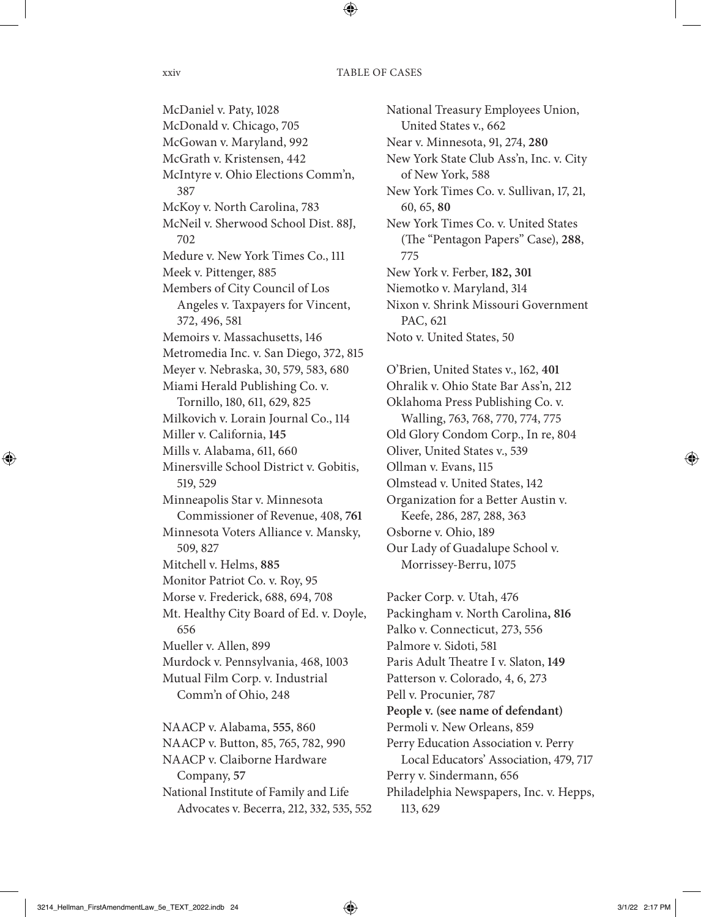McDaniel v. Paty, 1028
McDonald v. Chicago, 705
McGowan v. Maryland, 992
McGrath v. Kristensen, 442
McIntyre v. Ohio Elections Comm'n, 387
McKoy v. North Carolina, 783
McNeil v. Sherwood School Dist. 88J, 702
Medure v. New York Times Co., 111
Meek v. Pittenger, 885
Members of City Council of Los Angeles v. Taxpayers for Vincent, 372, 496, 581
Memoirs v. Massachusetts, 146
Metromedia Inc. v. San Diego, 372, 815
Meyer v. Nebraska, 30, 579, 583, 680
Miami Herald Publishing Co. v. Tornillo, 180, 611, 629, 825
Milkovich v. Lorain Journal Co., 114
Miller v. California, **145**
Mills v. Alabama, 611, 660
Minersville School District v. Gobitis, 519, 529
Minneapolis Star v. Minnesota Commissioner of Revenue, 408, **761**
Minnesota Voters Alliance v. Mansky, 509, 827
Mitchell v. Helms, **885**
Monitor Patriot Co. v. Roy, 95
Morse v. Frederick, 688, 694, 708
Mt. Healthy City Board of Ed. v. Doyle, 656
Mueller v. Allen, 899
Murdock v. Pennsylvania, 468, 1003
Mutual Film Corp. v. Industrial Comm'n of Ohio, 248

NAACP v. Alabama, **555**, 860
NAACP v. Button, 85, 765, 782, 990
NAACP v. Claiborne Hardware Company, **57**
National Institute of Family and Life Advocates v. Becerra, 212, 332, 535, 552
National Treasury Employees Union, United States v., 662
Near v. Minnesota, 91, 274, **280**
New York State Club Ass'n, Inc. v. City of New York, 588
New York Times Co. v. Sullivan, 17, 21, 60, 65, **80**
New York Times Co. v. United States (The "Pentagon Papers" Case), **288**, 775
New York v. Ferber, **182, 301**
Niemotko v. Maryland, 314
Nixon v. Shrink Missouri Government PAC, 621
Noto v. United States, 50

O'Brien, United States v., 162, **401**
Ohralik v. Ohio State Bar Ass'n, 212
Oklahoma Press Publishing Co. v. Walling, 763, 768, 770, 774, 775
Old Glory Condom Corp., In re, 804
Oliver, United States v., 539
Ollman v. Evans, 115
Olmstead v. United States, 142
Organization for a Better Austin v. Keefe, 286, 287, 288, 363
Osborne v. Ohio, 189
Our Lady of Guadalupe School v. Morrissey-Berru, 1075

Packer Corp. v. Utah, 476
Packingham v. North Carolina**, 816**
Palko v. Connecticut, 273, 556
Palmore v. Sidoti, 581
Paris Adult Theatre I v. Slaton, **149**
Patterson v. Colorado, 4, 6, 273
Pell v. Procunier, 787
**People v. (see name of defendant)**
Permoli v. New Orleans, 859
Perry Education Association v. Perry Local Educators' Association, 479, 717
Perry v. Sindermann, 656
Philadelphia Newspapers, Inc. v. Hepps, 113, 629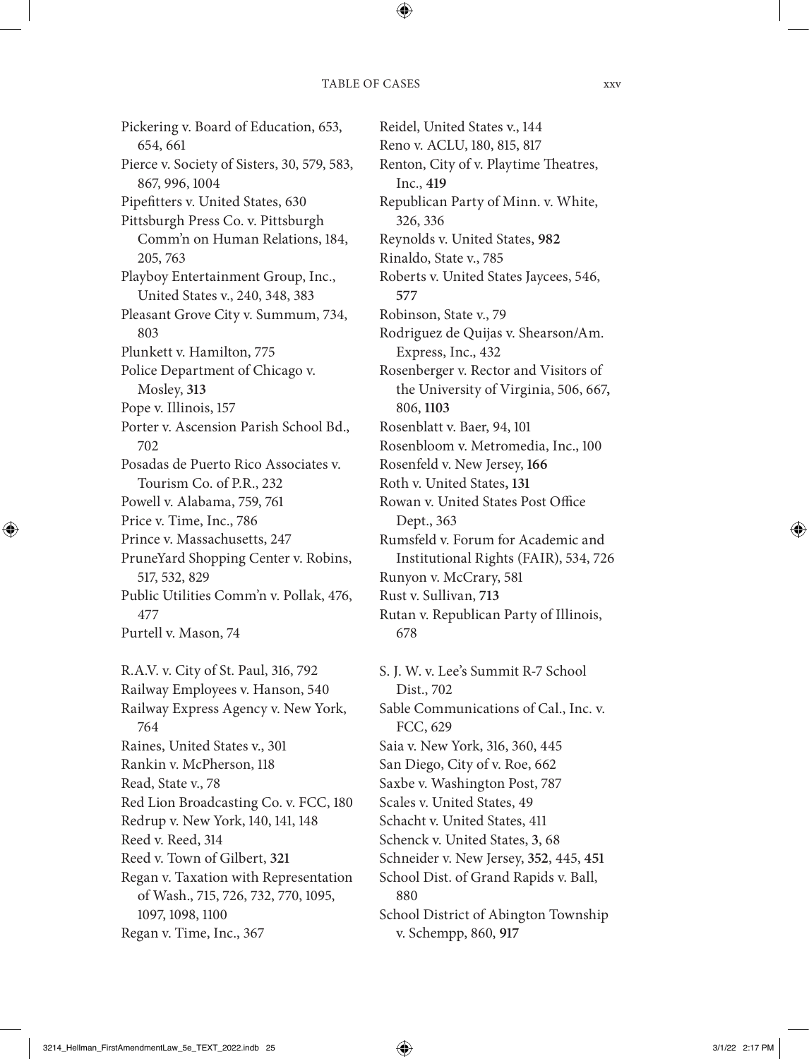Pickering v. Board of Education, 653, 654, 661
Pierce v. Society of Sisters, 30, 579, 583, 867, 996, 1004
Pipefitters v. United States, 630
Pittsburgh Press Co. v. Pittsburgh Comm'n on Human Relations, 184, 205, 763
Playboy Entertainment Group, Inc., United States v., 240, 348, 383
Pleasant Grove City v. Summum, 734, 803
Plunkett v. Hamilton, 775
Police Department of Chicago v. Mosley, **313**
Pope v. Illinois, 157
Porter v. Ascension Parish School Bd., 702
Posadas de Puerto Rico Associates v. Tourism Co. of P.R., 232
Powell v. Alabama, 759, 761
Price v. Time, Inc., 786
Prince v. Massachusetts, 247
PruneYard Shopping Center v. Robins, 517, 532, 829
Public Utilities Comm'n v. Pollak, 476, 477
Purtell v. Mason, 74

R.A.V. v. City of St. Paul, 316, 792
Railway Employees v. Hanson, 540
Railway Express Agency v. New York, 764
Raines, United States v., 301
Rankin v. McPherson, 118
Read, State v., 78
Red Lion Broadcasting Co. v. FCC, 180
Redrup v. New York, 140, 141, 148
Reed v. Reed, 314
Reed v. Town of Gilbert, **321**
Regan v. Taxation with Representation of Wash., 715, 726, 732, 770, 1095, 1097, 1098, 1100
Regan v. Time, Inc., 367
Reidel, United States v., 144
Reno v. ACLU, 180, 815, 817
Renton, City of v. Playtime Theatres, Inc., **419**
Republican Party of Minn. v. White, 326, 336
Reynolds v. United States, **982**
Rinaldo, State v., 785
Roberts v. United States Jaycees, 546, **577**
Robinson, State v., 79
Rodriguez de Quijas v. Shearson/Am. Express, Inc., 432
Rosenberger v. Rector and Visitors of the University of Virginia, 506, 667, 806, **1103**
Rosenblatt v. Baer, 94, 101
Rosenbloom v. Metromedia, Inc., 100
Rosenfeld v. New Jersey, **166**
Roth v. United States, **131**
Rowan v. United States Post Office Dept., 363
Rumsfeld v. Forum for Academic and Institutional Rights (FAIR), 534, 726
Runyon v. McCrary, 581
Rust v. Sullivan, **713**
Rutan v. Republican Party of Illinois, 678

S. J. W. v. Lee's Summit R-7 School Dist., 702
Sable Communications of Cal., Inc. v. FCC, 629
Saia v. New York, 316, 360, 445
San Diego, City of v. Roe, 662
Saxbe v. Washington Post, 787
Scales v. United States, 49
Schacht v. United States, 411
Schenck v. United States, **3**, 68
Schneider v. New Jersey, **352**, 445, **451**
School Dist. of Grand Rapids v. Ball, 880
School District of Abington Township v. Schempp, 860, **917**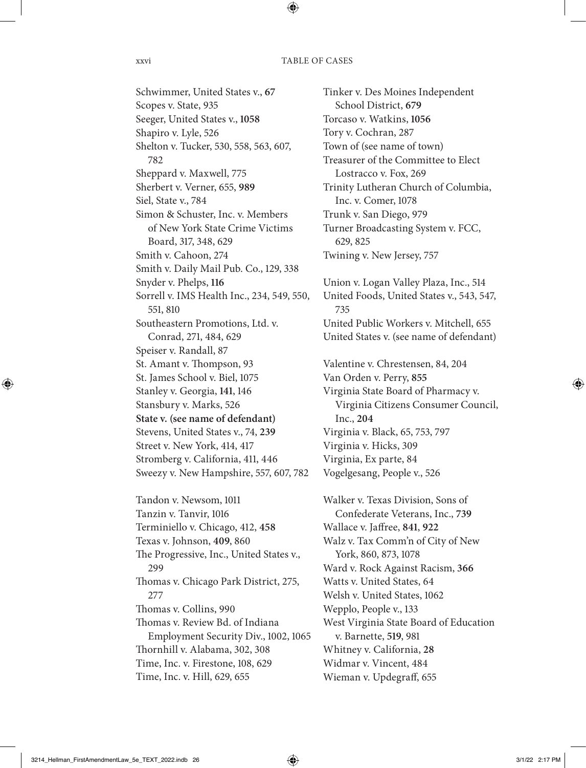Schwimmer, United States v., **67**
Scopes v. State, 935
Seeger, United States v., **1058**
Shapiro v. Lyle, 526
Shelton v. Tucker, 530, 558, 563, 607, 782
Sheppard v. Maxwell, 775
Sherbert v. Verner, 655, **989**
Siel, State v., 784
Simon & Schuster, Inc. v. Members of New York State Crime Victims Board, 317, 348, 629
Smith v. Cahoon, 274
Smith v. Daily Mail Pub. Co., 129, 338
Snyder v. Phelps, **116**
Sorrell v. IMS Health Inc., 234, 549, 550, 551, 810
Southeastern Promotions, Ltd. v. Conrad, 271, 484, 629
Speiser v. Randall, 87
St. Amant v. Thompson, 93
St. James School v. Biel, 1075
Stanley v. Georgia, **141**, 146
Stansbury v. Marks, 526
**State v. (see name of defendant)**
Stevens, United States v., 74, **239**
Street v. New York, 414, 417
Stromberg v. California, 411, 446
Sweezy v. New Hampshire, 557, 607, 782

Tandon v. Newsom, 1011
Tanzin v. Tanvir, 1016
Terminiello v. Chicago, 412, **458**
Texas v. Johnson, **409**, 860
The Progressive, Inc., United States v., 299
Thomas v. Chicago Park District, 275, 277
Thomas v. Collins, 990
Thomas v. Review Bd. of Indiana Employment Security Div., 1002, 1065
Thornhill v. Alabama, 302, 308
Time, Inc. v. Firestone, 108, 629
Time, Inc. v. Hill, 629, 655
Tinker v. Des Moines Independent School District, **679**
Torcaso v. Watkins, **1056**
Tory v. Cochran, 287
Town of (see name of town)
Treasurer of the Committee to Elect Lostracco v. Fox, 269
Trinity Lutheran Church of Columbia, Inc. v. Comer, 1078
Trunk v. San Diego, 979
Turner Broadcasting System v. FCC, 629, 825
Twining v. New Jersey, 757

Union v. Logan Valley Plaza, Inc., 514
United Foods, United States v., 543, 547, 735
United Public Workers v. Mitchell, 655
United States v. (see name of defendant)

Valentine v. Chrestensen, 84, 204
Van Orden v. Perry, **855**
Virginia State Board of Pharmacy v. Virginia Citizens Consumer Council, Inc., **204**
Virginia v. Black, 65, 753, 797
Virginia v. Hicks, 309
Virginia, Ex parte, 84
Vogelgesang, People v., 526

Walker v. Texas Division, Sons of Confederate Veterans, Inc., **739**
Wallace v. Jaffree, **841**, **922**
Walz v. Tax Comm'n of City of New York, 860, 873, 1078
Ward v. Rock Against Racism, **366**
Watts v. United States, 64
Welsh v. United States, 1062
Wepplo, People v., 133
West Virginia State Board of Education v. Barnette, **519**, 981
Whitney v. California, **28**
Widmar v. Vincent, 484
Wieman v. Updegraff, 655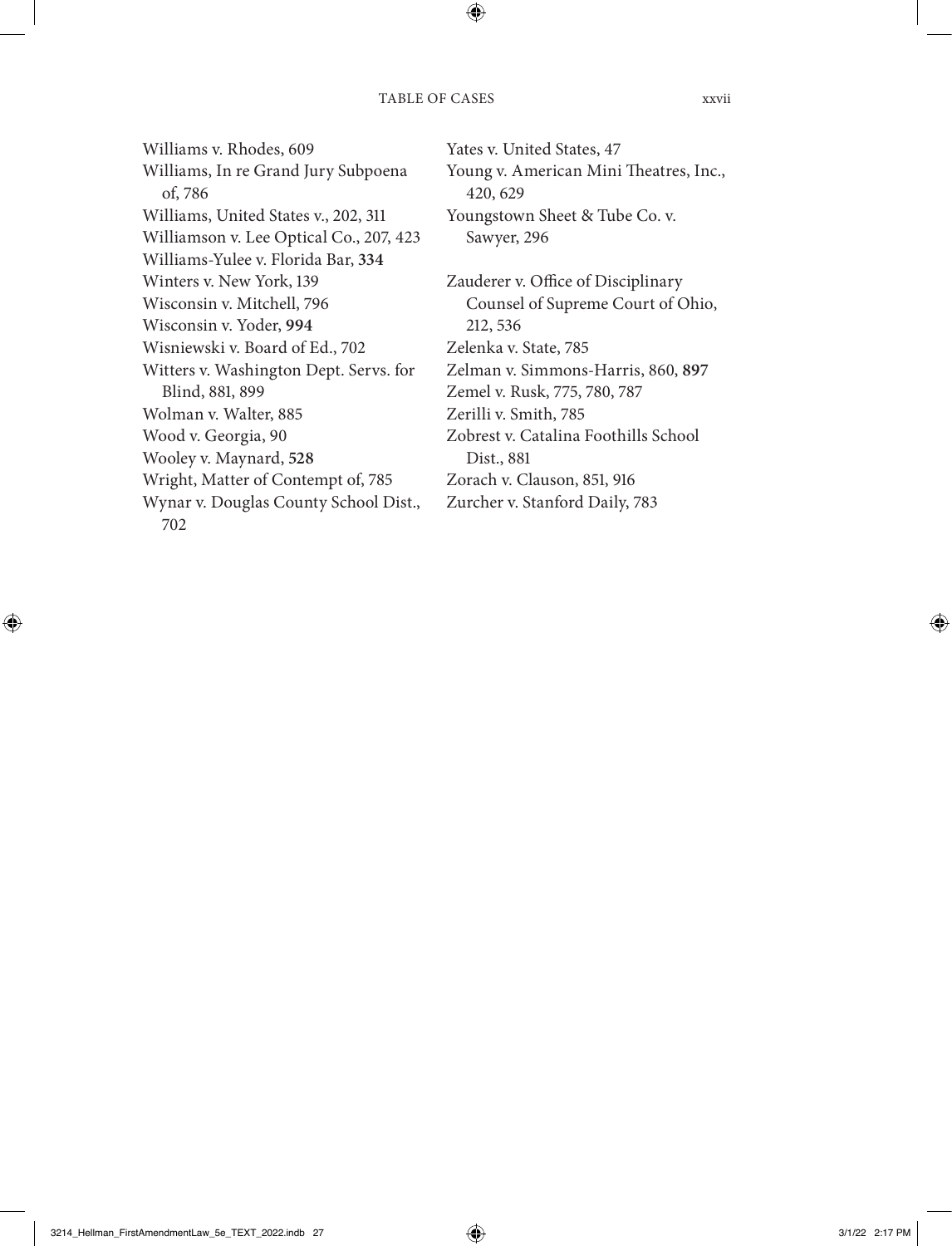Williams v. Rhodes, 609
Williams, In re Grand Jury Subpoena of, 786
Williams, United States v., 202, 311
Williamson v. Lee Optical Co., 207, 423
Williams-Yulee v. Florida Bar, **334**
Winters v. New York, 139
Wisconsin v. Mitchell, 796
Wisconsin v. Yoder, **994**
Wisniewski v. Board of Ed., 702
Witters v. Washington Dept. Servs. for Blind, 881, 899
Wolman v. Walter, 885
Wood v. Georgia, 90
Wooley v. Maynard, **528**
Wright, Matter of Contempt of, 785
Wynar v. Douglas County School Dist., 702

Yates v. United States, 47
Young v. American Mini Theatres, Inc., 420, 629
Youngstown Sheet & Tube Co. v. Sawyer, 296

Zauderer v. Office of Disciplinary Counsel of Supreme Court of Ohio, 212, 536
Zelenka v. State, 785
Zelman v. Simmons-Harris, 860, **897**
Zemel v. Rusk, 775, 780, 787
Zerilli v. Smith, 785
Zobrest v. Catalina Foothills School Dist., 881
Zorach v. Clauson, 851, 916
Zurcher v. Stanford Daily, 783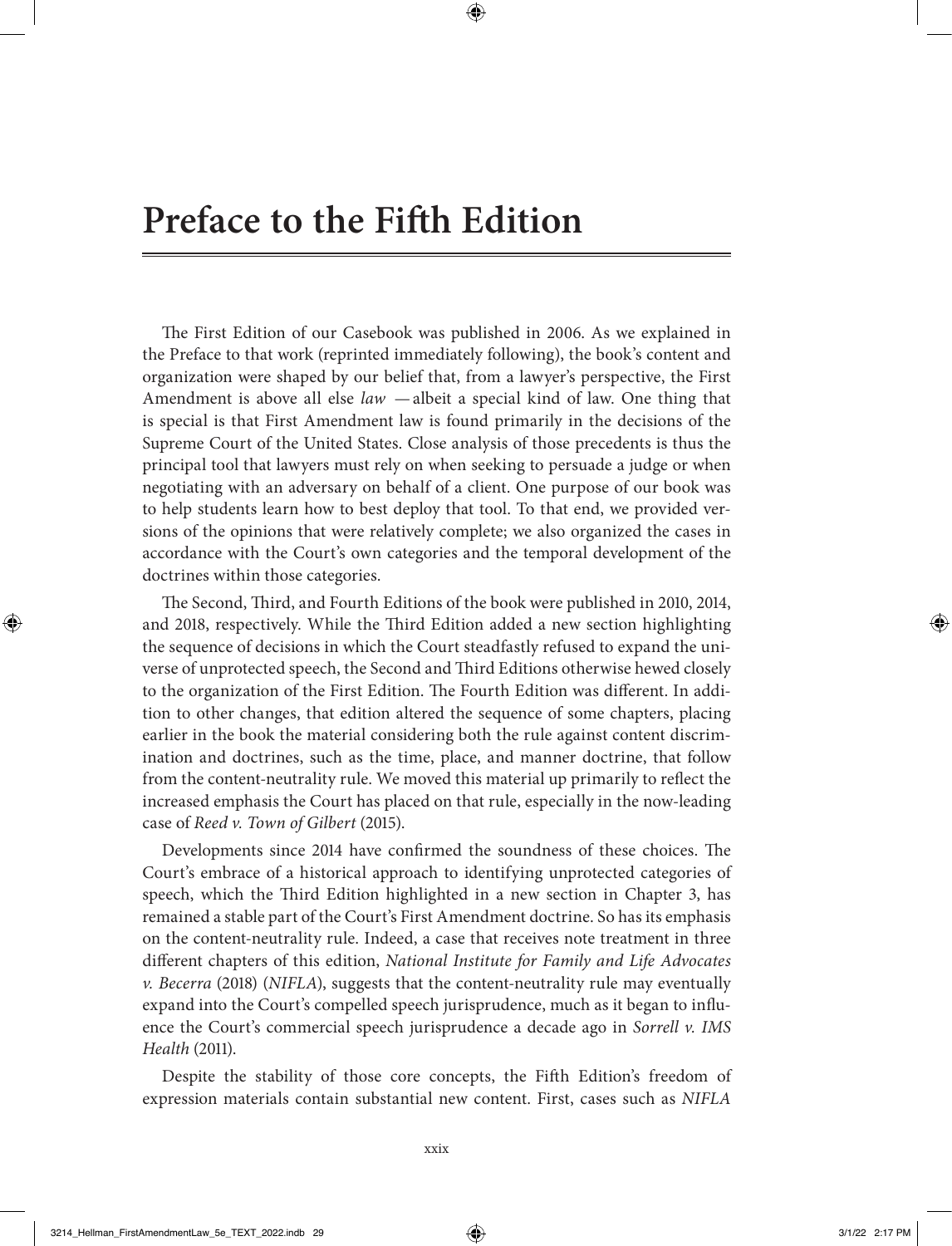# Preface to the Fifth Edition

The First Edition of our Casebook was published in 2006. As we explained in the Preface to that work (reprinted immediately following), the book's content and organization were shaped by our belief that, from a lawyer's perspective, the First Amendment is above all else *law* —albeit a special kind of law. One thing that is special is that First Amendment law is found primarily in the decisions of the Supreme Court of the United States. Close analysis of those precedents is thus the principal tool that lawyers must rely on when seeking to persuade a judge or when negotiating with an adversary on behalf of a client. One purpose of our book was to help students learn how to best deploy that tool. To that end, we provided versions of the opinions that were relatively complete; we also organized the cases in accordance with the Court's own categories and the temporal development of the doctrines within those categories.

The Second, Third, and Fourth Editions of the book were published in 2010, 2014, and 2018, respectively. While the Third Edition added a new section highlighting the sequence of decisions in which the Court steadfastly refused to expand the universe of unprotected speech, the Second and Third Editions otherwise hewed closely to the organization of the First Edition. The Fourth Edition was different. In addition to other changes, that edition altered the sequence of some chapters, placing earlier in the book the material considering both the rule against content discrimination and doctrines, such as the time, place, and manner doctrine, that follow from the content-neutrality rule. We moved this material up primarily to reflect the increased emphasis the Court has placed on that rule, especially in the now-leading case of *Reed v. Town of Gilbert* (2015).

Developments since 2014 have confirmed the soundness of these choices. The Court's embrace of a historical approach to identifying unprotected categories of speech, which the Third Edition highlighted in a new section in Chapter 3, has remained a stable part of the Court's First Amendment doctrine. So has its emphasis on the content-neutrality rule. Indeed, a case that receives note treatment in three different chapters of this edition, *National Institute for Family and Life Advocates v. Becerra* (2018) (*NIFLA*), suggests that the content-neutrality rule may eventually expand into the Court's compelled speech jurisprudence, much as it began to influence the Court's commercial speech jurisprudence a decade ago in *Sorrell v. IMS Health* (2011).

Despite the stability of those core concepts, the Fifth Edition's freedom of expression materials contain substantial new content. First, cases such as *NIFLA*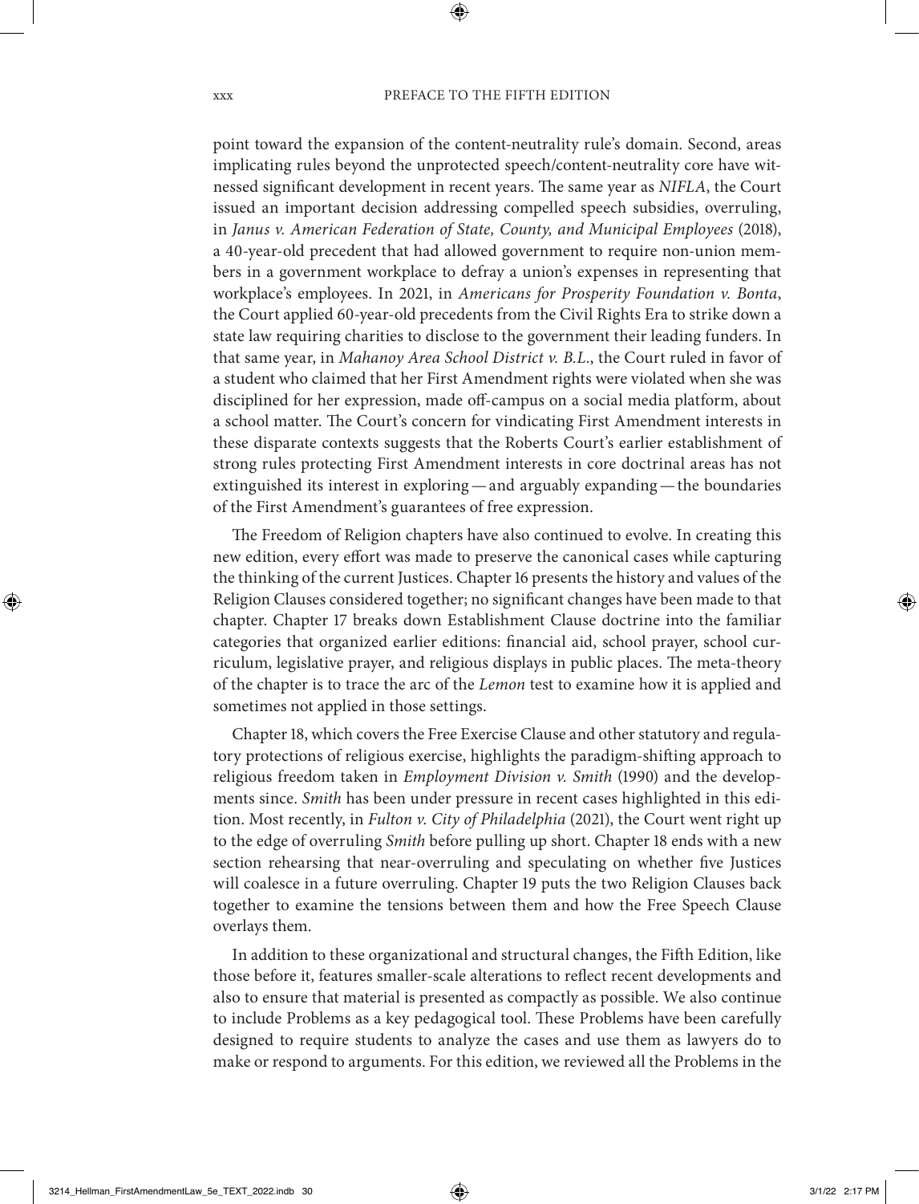point toward the expansion of the content-neutrality rule's domain. Second, areas implicating rules beyond the unprotected speech/content-neutrality core have witnessed significant development in recent years. The same year as *NIFLA*, the Court issued an important decision addressing compelled speech subsidies, overruling, in *Janus v. American Federation of State, County, and Municipal Employees* (2018), a 40-year-old precedent that had allowed government to require non-union members in a government workplace to defray a union's expenses in representing that workplace's employees. In 2021, in *Americans for Prosperity Foundation v. Bonta*, the Court applied 60-year-old precedents from the Civil Rights Era to strike down a state law requiring charities to disclose to the government their leading funders. In that same year, in *Mahanoy Area School District v. B.L.*, the Court ruled in favor of a student who claimed that her First Amendment rights were violated when she was disciplined for her expression, made off-campus on a social media platform, about a school matter. The Court's concern for vindicating First Amendment interests in these disparate contexts suggests that the Roberts Court's earlier establishment of strong rules protecting First Amendment interests in core doctrinal areas has not extinguished its interest in exploring — and arguably expanding — the boundaries of the First Amendment's guarantees of free expression.

The Freedom of Religion chapters have also continued to evolve. In creating this new edition, every effort was made to preserve the canonical cases while capturing the thinking of the current Justices. Chapter 16 presents the history and values of the Religion Clauses considered together; no significant changes have been made to that chapter. Chapter 17 breaks down Establishment Clause doctrine into the familiar categories that organized earlier editions: financial aid, school prayer, school curriculum, legislative prayer, and religious displays in public places. The meta-theory of the chapter is to trace the arc of the *Lemon* test to examine how it is applied and sometimes not applied in those settings.

Chapter 18, which covers the Free Exercise Clause and other statutory and regulatory protections of religious exercise, highlights the paradigm-shifting approach to religious freedom taken in *Employment Division v. Smith* (1990) and the developments since. *Smith* has been under pressure in recent cases highlighted in this edition. Most recently, in *Fulton v. City of Philadelphia* (2021), the Court went right up to the edge of overruling *Smith* before pulling up short. Chapter 18 ends with a new section rehearsing that near-overruling and speculating on whether five Justices will coalesce in a future overruling. Chapter 19 puts the two Religion Clauses back together to examine the tensions between them and how the Free Speech Clause overlays them.

In addition to these organizational and structural changes, the Fifth Edition, like those before it, features smaller-scale alterations to reflect recent developments and also to ensure that material is presented as compactly as possible. We also continue to include Problems as a key pedagogical tool. These Problems have been carefully designed to require students to analyze the cases and use them as lawyers do to make or respond to arguments. For this edition, we reviewed all the Problems in the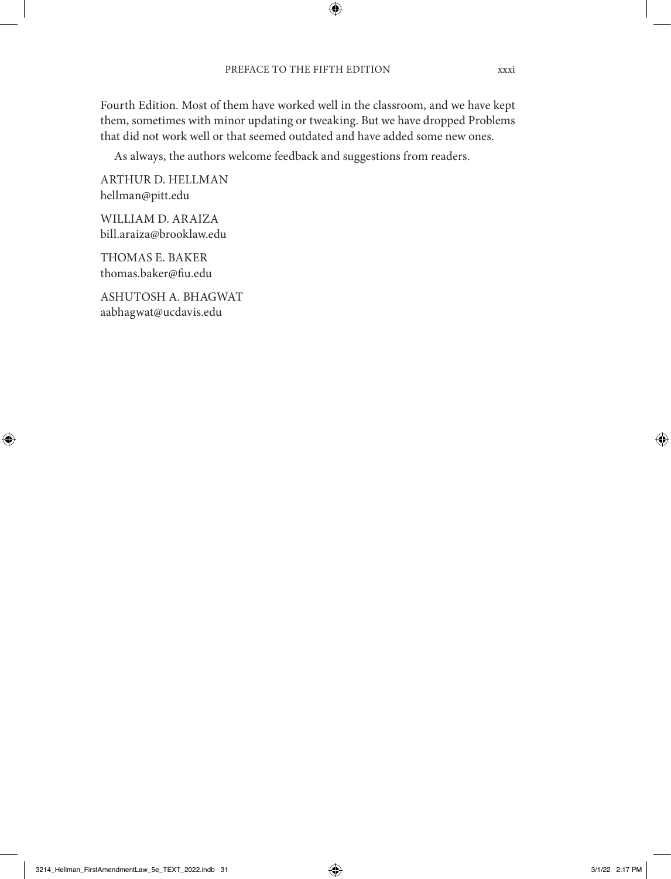Fourth Edition. Most of them have worked well in the classroom, and we have kept them, sometimes with minor updating or tweaking. But we have dropped Problems that did not work well or that seemed outdated and have added some new ones.

As always, the authors welcome feedback and suggestions from readers.

ARTHUR D. HELLMAN
hellman@pitt.edu

WILLIAM D. ARAIZA
bill.araiza@brooklaw.edu

THOMAS E. BAKER
thomas.baker@fiu.edu

ASHUTOSH A. BHAGWAT
aabhagwat@ucdavis.edu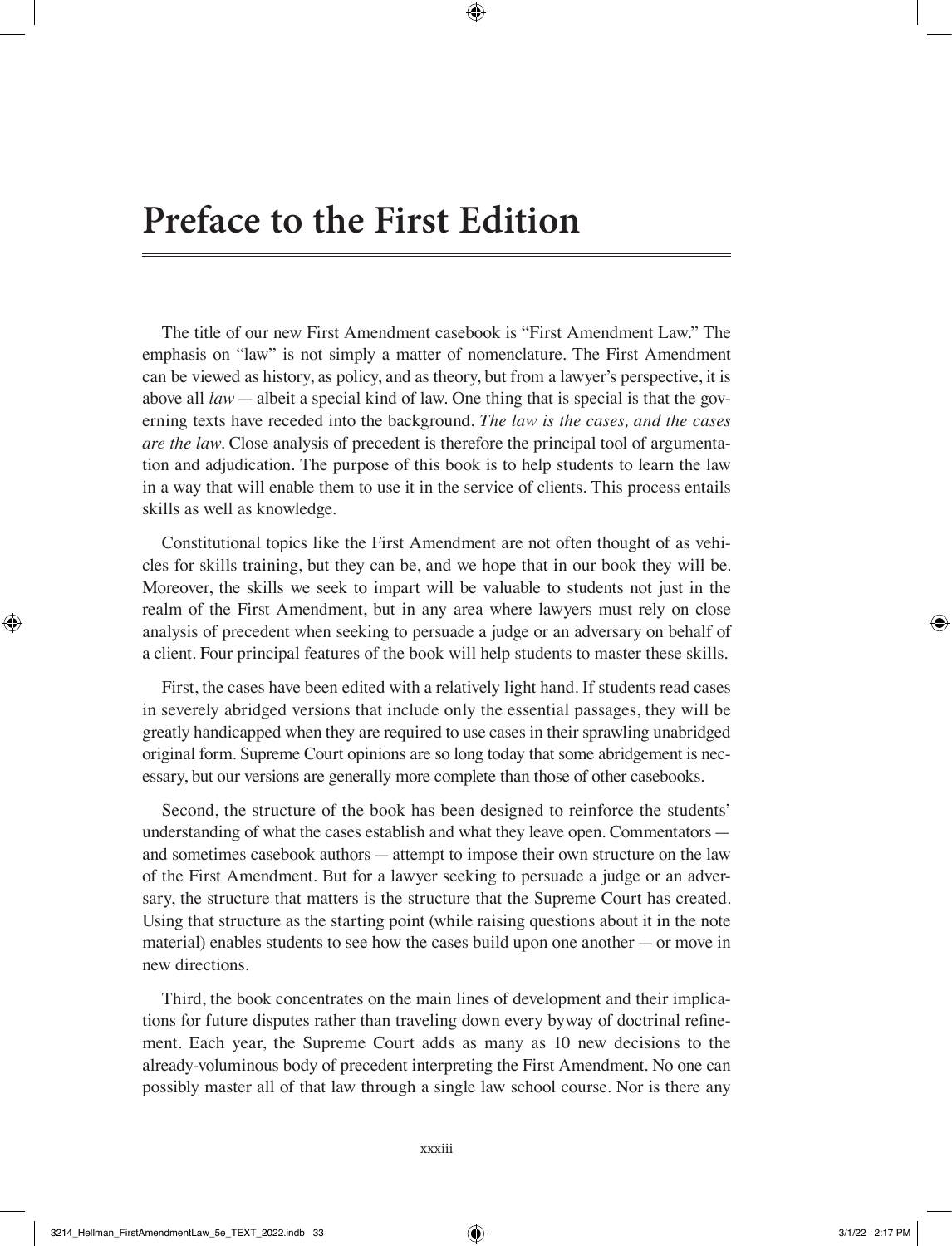# Preface to the First Edition

The title of our new First Amendment casebook is "First Amendment Law." The emphasis on "law" is not simply a matter of nomenclature. The First Amendment can be viewed as history, as policy, and as theory, but from a lawyer's perspective, it is above all *law* — albeit a special kind of law. One thing that is special is that the governing texts have receded into the background. *The law is the cases, and the cases are the law.* Close analysis of precedent is therefore the principal tool of argumentation and adjudication. The purpose of this book is to help students to learn the law in a way that will enable them to use it in the service of clients. This process entails skills as well as knowledge.

Constitutional topics like the First Amendment are not often thought of as vehicles for skills training, but they can be, and we hope that in our book they will be. Moreover, the skills we seek to impart will be valuable to students not just in the realm of the First Amendment, but in any area where lawyers must rely on close analysis of precedent when seeking to persuade a judge or an adversary on behalf of a client. Four principal features of the book will help students to master these skills.

First, the cases have been edited with a relatively light hand. If students read cases in severely abridged versions that include only the essential passages, they will be greatly handicapped when they are required to use cases in their sprawling unabridged original form. Supreme Court opinions are so long today that some abridgement is necessary, but our versions are generally more complete than those of other casebooks.

Second, the structure of the book has been designed to reinforce the students' understanding of what the cases establish and what they leave open. Commentators — and sometimes casebook authors — attempt to impose their own structure on the law of the First Amendment. But for a lawyer seeking to persuade a judge or an adversary, the structure that matters is the structure that the Supreme Court has created. Using that structure as the starting point (while raising questions about it in the note material) enables students to see how the cases build upon one another — or move in new directions.

Third, the book concentrates on the main lines of development and their implications for future disputes rather than traveling down every byway of doctrinal refinement. Each year, the Supreme Court adds as many as 10 new decisions to the already-voluminous body of precedent interpreting the First Amendment. No one can possibly master all of that law through a single law school course. Nor is there any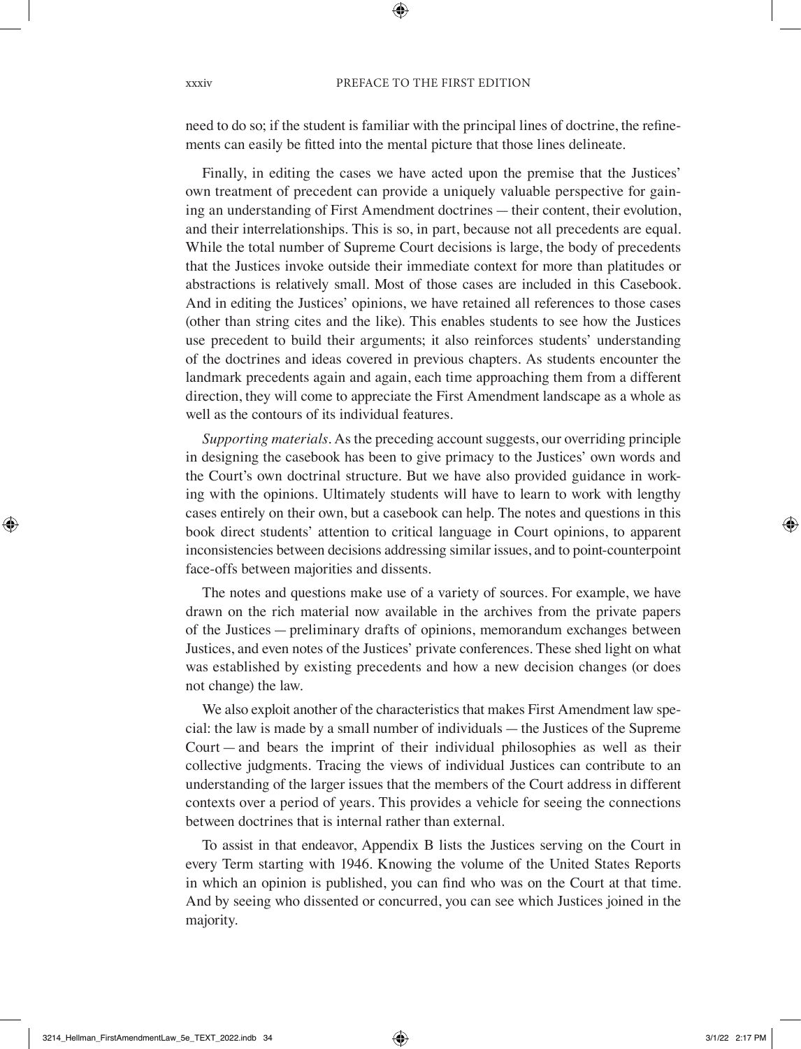need to do so; if the student is familiar with the principal lines of doctrine, the refinements can easily be fitted into the mental picture that those lines delineate.

Finally, in editing the cases we have acted upon the premise that the Justices' own treatment of precedent can provide a uniquely valuable perspective for gaining an understanding of First Amendment doctrines — their content, their evolution, and their interrelationships. This is so, in part, because not all precedents are equal. While the total number of Supreme Court decisions is large, the body of precedents that the Justices invoke outside their immediate context for more than platitudes or abstractions is relatively small. Most of those cases are included in this Casebook. And in editing the Justices' opinions, we have retained all references to those cases (other than string cites and the like). This enables students to see how the Justices use precedent to build their arguments; it also reinforces students' understanding of the doctrines and ideas covered in previous chapters. As students encounter the landmark precedents again and again, each time approaching them from a different direction, they will come to appreciate the First Amendment landscape as a whole as well as the contours of its individual features.

*Supporting materials*. As the preceding account suggests, our overriding principle in designing the casebook has been to give primacy to the Justices' own words and the Court's own doctrinal structure. But we have also provided guidance in working with the opinions. Ultimately students will have to learn to work with lengthy cases entirely on their own, but a casebook can help. The notes and questions in this book direct students' attention to critical language in Court opinions, to apparent inconsistencies between decisions addressing similar issues, and to point-counterpoint face-offs between majorities and dissents.

The notes and questions make use of a variety of sources. For example, we have drawn on the rich material now available in the archives from the private papers of the Justices — preliminary drafts of opinions, memorandum exchanges between Justices, and even notes of the Justices' private conferences. These shed light on what was established by existing precedents and how a new decision changes (or does not change) the law.

We also exploit another of the characteristics that makes First Amendment law special: the law is made by a small number of individuals — the Justices of the Supreme Court — and bears the imprint of their individual philosophies as well as their collective judgments. Tracing the views of individual Justices can contribute to an understanding of the larger issues that the members of the Court address in different contexts over a period of years. This provides a vehicle for seeing the connections between doctrines that is internal rather than external.

To assist in that endeavor, Appendix B lists the Justices serving on the Court in every Term starting with 1946. Knowing the volume of the United States Reports in which an opinion is published, you can find who was on the Court at that time. And by seeing who dissented or concurred, you can see which Justices joined in the majority.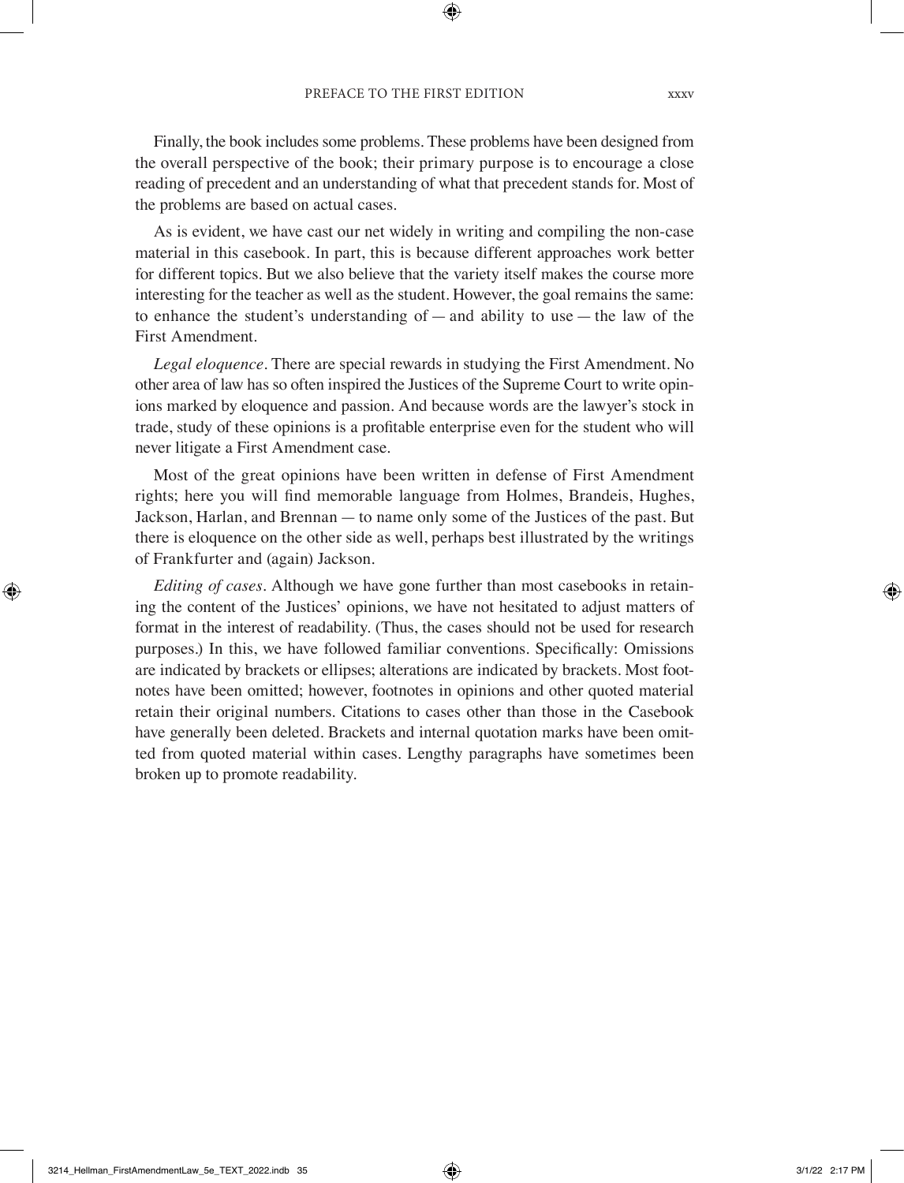Finally, the book includes some problems. These problems have been designed from the overall perspective of the book; their primary purpose is to encourage a close reading of precedent and an understanding of what that precedent stands for. Most of the problems are based on actual cases.

As is evident, we have cast our net widely in writing and compiling the non-case material in this casebook. In part, this is because different approaches work better for different topics. But we also believe that the variety itself makes the course more interesting for the teacher as well as the student. However, the goal remains the same: to enhance the student's understanding of — and ability to use — the law of the First Amendment.

*Legal eloquence*. There are special rewards in studying the First Amendment. No other area of law has so often inspired the Justices of the Supreme Court to write opinions marked by eloquence and passion. And because words are the lawyer's stock in trade, study of these opinions is a profitable enterprise even for the student who will never litigate a First Amendment case.

Most of the great opinions have been written in defense of First Amendment rights; here you will find memorable language from Holmes, Brandeis, Hughes, Jackson, Harlan, and Brennan — to name only some of the Justices of the past. But there is eloquence on the other side as well, perhaps best illustrated by the writings of Frankfurter and (again) Jackson.

*Editing of cases*. Although we have gone further than most casebooks in retaining the content of the Justices' opinions, we have not hesitated to adjust matters of format in the interest of readability. (Thus, the cases should not be used for research purposes.) In this, we have followed familiar conventions. Specifically: Omissions are indicated by brackets or ellipses; alterations are indicated by brackets. Most footnotes have been omitted; however, footnotes in opinions and other quoted material retain their original numbers. Citations to cases other than those in the Casebook have generally been deleted. Brackets and internal quotation marks have been omitted from quoted material within cases. Lengthy paragraphs have sometimes been broken up to promote readability.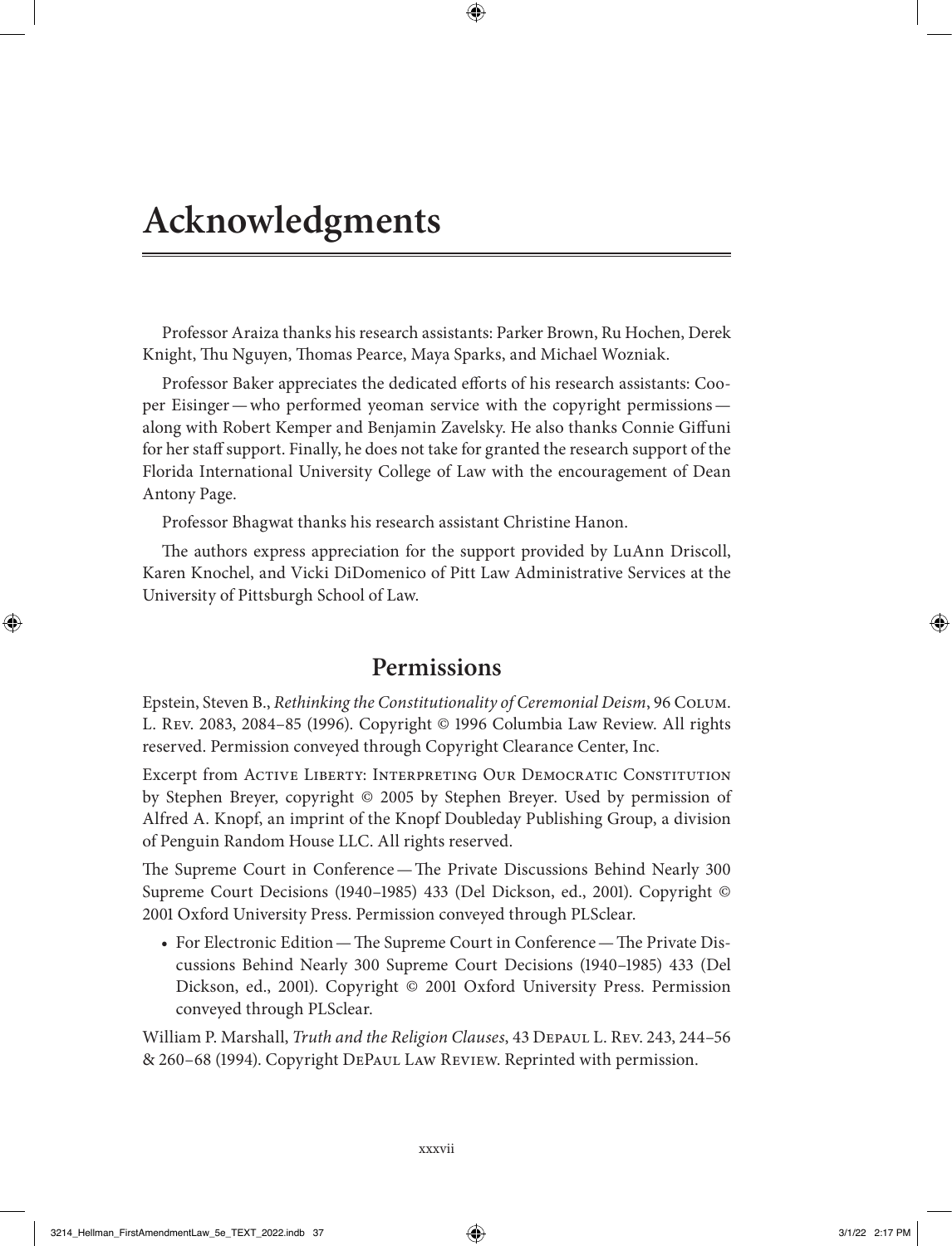# Acknowledgments

Professor Araiza thanks his research assistants: Parker Brown, Ru Hochen, Derek Knight, Thu Nguyen, Thomas Pearce, Maya Sparks, and Michael Wozniak.

Professor Baker appreciates the dedicated efforts of his research assistants: Cooper Eisinger — who performed yeoman service with the copyright permissions — along with Robert Kemper and Benjamin Zavelsky. He also thanks Connie Giffuni for her staff support. Finally, he does not take for granted the research support of the Florida International University College of Law with the encouragement of Dean Antony Page.

Professor Bhagwat thanks his research assistant Christine Hanon.

The authors express appreciation for the support provided by LuAnn Driscoll, Karen Knochel, and Vicki DiDomenico of Pitt Law Administrative Services at the University of Pittsburgh School of Law.

## Permissions

Epstein, Steven B., *Rethinking the Constitutionality of Ceremonial Deism*, 96 Colum. L. Rev. 2083, 2084–85 (1996). Copyright © 1996 Columbia Law Review. All rights reserved. Permission conveyed through Copyright Clearance Center, Inc.

Excerpt from Active Liberty: Interpreting Our Democratic Constitution by Stephen Breyer, copyright © 2005 by Stephen Breyer. Used by permission of Alfred A. Knopf, an imprint of the Knopf Doubleday Publishing Group, a division of Penguin Random House LLC. All rights reserved.

The Supreme Court in Conference — The Private Discussions Behind Nearly 300 Supreme Court Decisions (1940–1985) 433 (Del Dickson, ed., 2001). Copyright © 2001 Oxford University Press. Permission conveyed through PLSclear.

- For Electronic Edition — The Supreme Court in Conference — The Private Discussions Behind Nearly 300 Supreme Court Decisions (1940–1985) 433 (Del Dickson, ed., 2001). Copyright © 2001 Oxford University Press. Permission conveyed through PLSclear.

William P. Marshall, *Truth and the Religion Clauses*, 43 DePaul L. Rev. 243, 244–56 & 260–68 (1994). Copyright DePaul Law Review. Reprinted with permission.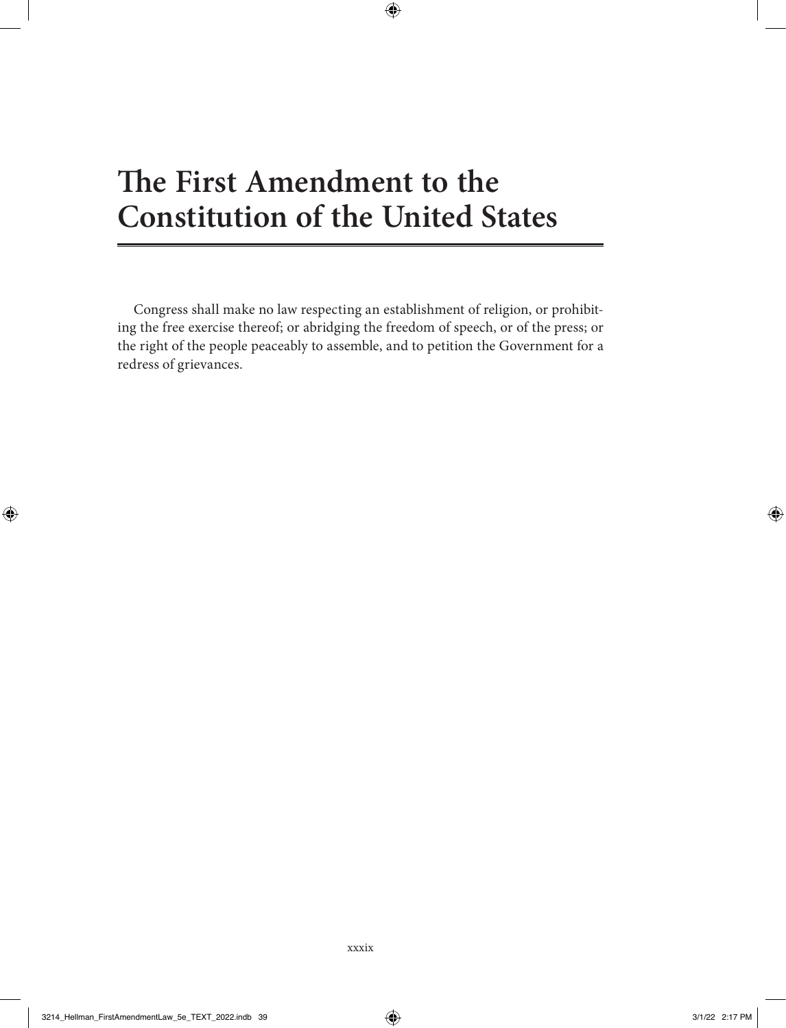# The First Amendment to the Constitution of the United States

Congress shall make no law respecting an establishment of religion, or prohibiting the free exercise thereof; or abridging the freedom of speech, or of the press; or the right of the people peaceably to assemble, and to petition the Government for a redress of grievances.